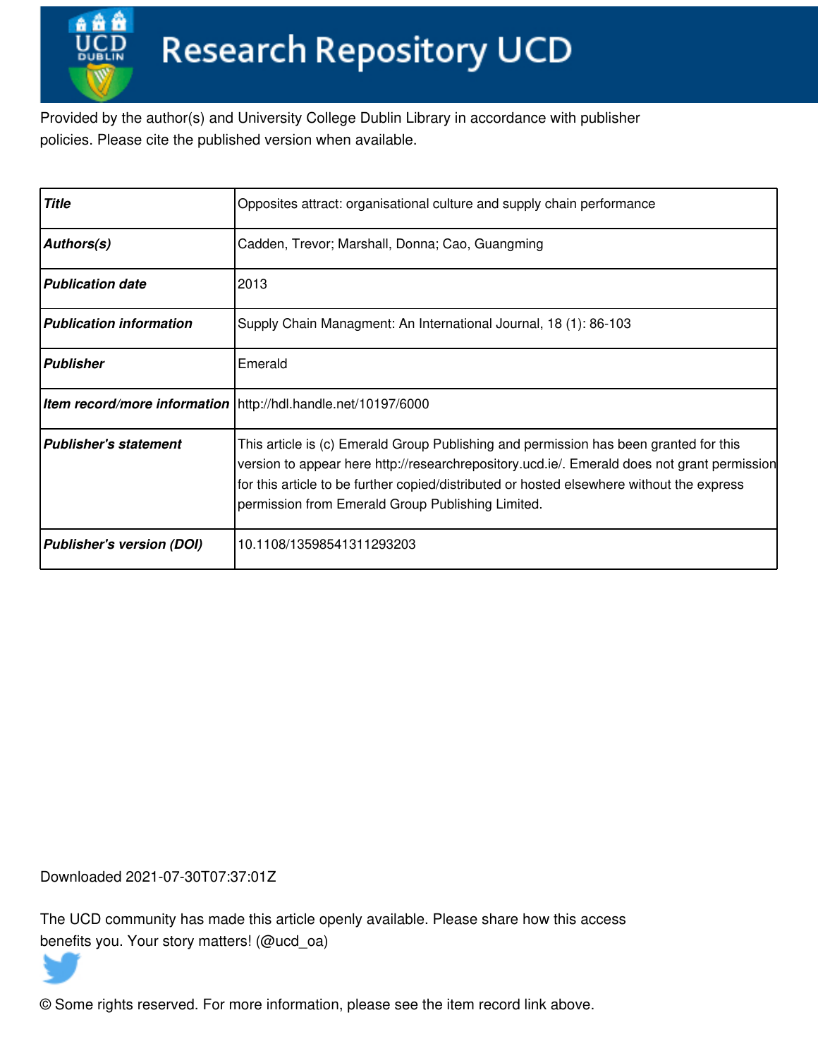# Research Repository UCD

Provided by the author(s) and University College Dublin Library in accordance with publisher policies. Please cite the published version when available.

| | |
|---|---|
| ***Title*** | Opposites attract: organisational culture and supply chain performance |
| ***Authors(s)*** | Cadden, Trevor; Marshall, Donna; Cao, Guangming |
| ***Publication date*** | 2013 |
| ***Publication information*** | Supply Chain Managment: An International Journal, 18 (1): 86-103 |
| ***Publisher*** | Emerald |
| ***Item record/more information*** | http://hdl.handle.net/10197/6000 |
| ***Publisher's statement*** | This article is (c) Emerald Group Publishing and permission has been granted for this version to appear here http://researchrepository.ucd.ie/. Emerald does not grant permission for this article to be further copied/distributed or hosted elsewhere without the express permission from Emerald Group Publishing Limited. |
| ***Publisher's version (DOI)*** | 10.1108/13598541311293203 |

Downloaded 2021-07-30T07:37:01Z

The UCD community has made this article openly available. Please share how this access benefits you. Your story matters! (@ucd_oa)

© Some rights reserved. For more information, please see the item record link above.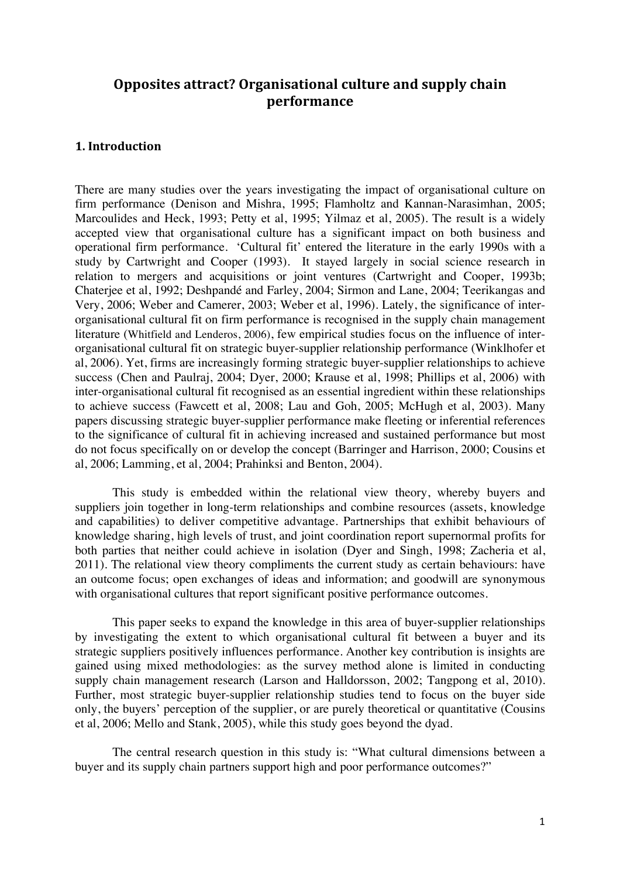# Opposites attract? Organisational culture and supply chain performance

## 1. Introduction

There are many studies over the years investigating the impact of organisational culture on firm performance (Denison and Mishra, 1995; Flamholtz and Kannan-Narasimhan, 2005; Marcoulides and Heck, 1993; Petty et al, 1995; Yilmaz et al, 2005). The result is a widely accepted view that organisational culture has a significant impact on both business and operational firm performance. 'Cultural fit' entered the literature in the early 1990s with a study by Cartwright and Cooper (1993). It stayed largely in social science research in relation to mergers and acquisitions or joint ventures (Cartwright and Cooper, 1993b; Chaterjee et al, 1992; Deshpandé and Farley, 2004; Sirmon and Lane, 2004; Teerikangas and Very, 2006; Weber and Camerer, 2003; Weber et al, 1996). Lately, the significance of inter-organisational cultural fit on firm performance is recognised in the supply chain management literature (Whitfield and Lenderos, 2006), few empirical studies focus on the influence of inter-organisational cultural fit on strategic buyer-supplier relationship performance (Winklhofer et al, 2006). Yet, firms are increasingly forming strategic buyer-supplier relationships to achieve success (Chen and Paulraj, 2004; Dyer, 2000; Krause et al, 1998; Phillips et al, 2006) with inter-organisational cultural fit recognised as an essential ingredient within these relationships to achieve success (Fawcett et al, 2008; Lau and Goh, 2005; McHugh et al, 2003). Many papers discussing strategic buyer-supplier performance make fleeting or inferential references to the significance of cultural fit in achieving increased and sustained performance but most do not focus specifically on or develop the concept (Barringer and Harrison, 2000; Cousins et al, 2006; Lamming, et al, 2004; Prahinksi and Benton, 2004).

This study is embedded within the relational view theory, whereby buyers and suppliers join together in long-term relationships and combine resources (assets, knowledge and capabilities) to deliver competitive advantage. Partnerships that exhibit behaviours of knowledge sharing, high levels of trust, and joint coordination report supernormal profits for both parties that neither could achieve in isolation (Dyer and Singh, 1998; Zacheria et al, 2011). The relational view theory compliments the current study as certain behaviours: have an outcome focus; open exchanges of ideas and information; and goodwill are synonymous with organisational cultures that report significant positive performance outcomes.

This paper seeks to expand the knowledge in this area of buyer-supplier relationships by investigating the extent to which organisational cultural fit between a buyer and its strategic suppliers positively influences performance. Another key contribution is insights are gained using mixed methodologies: as the survey method alone is limited in conducting supply chain management research (Larson and Halldorsson, 2002; Tangpong et al, 2010). Further, most strategic buyer-supplier relationship studies tend to focus on the buyer side only, the buyers' perception of the supplier, or are purely theoretical or quantitative (Cousins et al, 2006; Mello and Stank, 2005), while this study goes beyond the dyad.

The central research question in this study is: "What cultural dimensions between a buyer and its supply chain partners support high and poor performance outcomes?"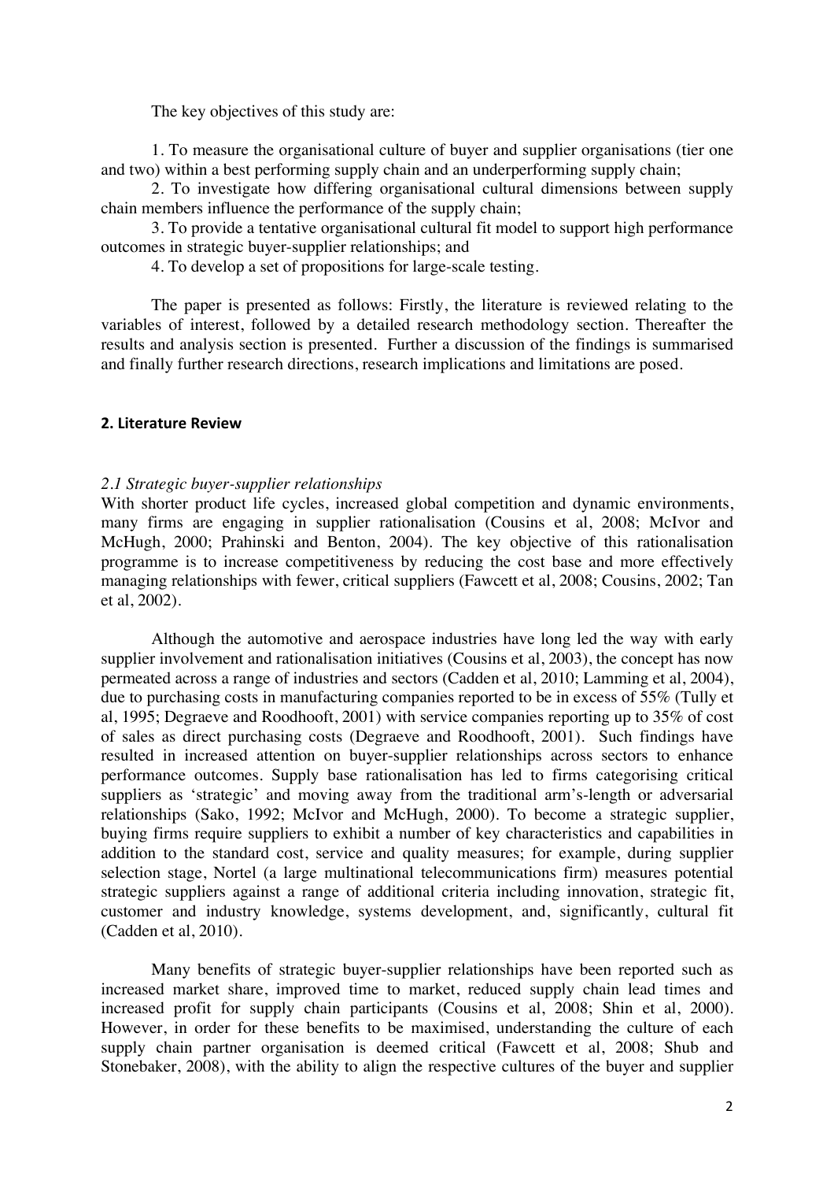The key objectives of this study are:

1. To measure the organisational culture of buyer and supplier organisations (tier one and two) within a best performing supply chain and an underperforming supply chain;
2. To investigate how differing organisational cultural dimensions between supply chain members influence the performance of the supply chain;
3. To provide a tentative organisational cultural fit model to support high performance outcomes in strategic buyer-supplier relationships; and
4. To develop a set of propositions for large-scale testing.

The paper is presented as follows: Firstly, the literature is reviewed relating to the variables of interest, followed by a detailed research methodology section. Thereafter the results and analysis section is presented. Further a discussion of the findings is summarised and finally further research directions, research implications and limitations are posed.

## 2. Literature Review

### *2.1 Strategic buyer-supplier relationships*

With shorter product life cycles, increased global competition and dynamic environments, many firms are engaging in supplier rationalisation (Cousins et al, 2008; McIvor and McHugh, 2000; Prahinski and Benton, 2004). The key objective of this rationalisation programme is to increase competitiveness by reducing the cost base and more effectively managing relationships with fewer, critical suppliers (Fawcett et al, 2008; Cousins, 2002; Tan et al, 2002).

Although the automotive and aerospace industries have long led the way with early supplier involvement and rationalisation initiatives (Cousins et al, 2003), the concept has now permeated across a range of industries and sectors (Cadden et al, 2010; Lamming et al, 2004), due to purchasing costs in manufacturing companies reported to be in excess of 55% (Tully et al, 1995; Degraeve and Roodhooft, 2001) with service companies reporting up to 35% of cost of sales as direct purchasing costs (Degraeve and Roodhooft, 2001). Such findings have resulted in increased attention on buyer-supplier relationships across sectors to enhance performance outcomes. Supply base rationalisation has led to firms categorising critical suppliers as 'strategic' and moving away from the traditional arm's-length or adversarial relationships (Sako, 1992; McIvor and McHugh, 2000). To become a strategic supplier, buying firms require suppliers to exhibit a number of key characteristics and capabilities in addition to the standard cost, service and quality measures; for example, during supplier selection stage, Nortel (a large multinational telecommunications firm) measures potential strategic suppliers against a range of additional criteria including innovation, strategic fit, customer and industry knowledge, systems development, and, significantly, cultural fit (Cadden et al, 2010).

Many benefits of strategic buyer-supplier relationships have been reported such as increased market share, improved time to market, reduced supply chain lead times and increased profit for supply chain participants (Cousins et al, 2008; Shin et al, 2000). However, in order for these benefits to be maximised, understanding the culture of each supply chain partner organisation is deemed critical (Fawcett et al, 2008; Shub and Stonebaker, 2008), with the ability to align the respective cultures of the buyer and supplier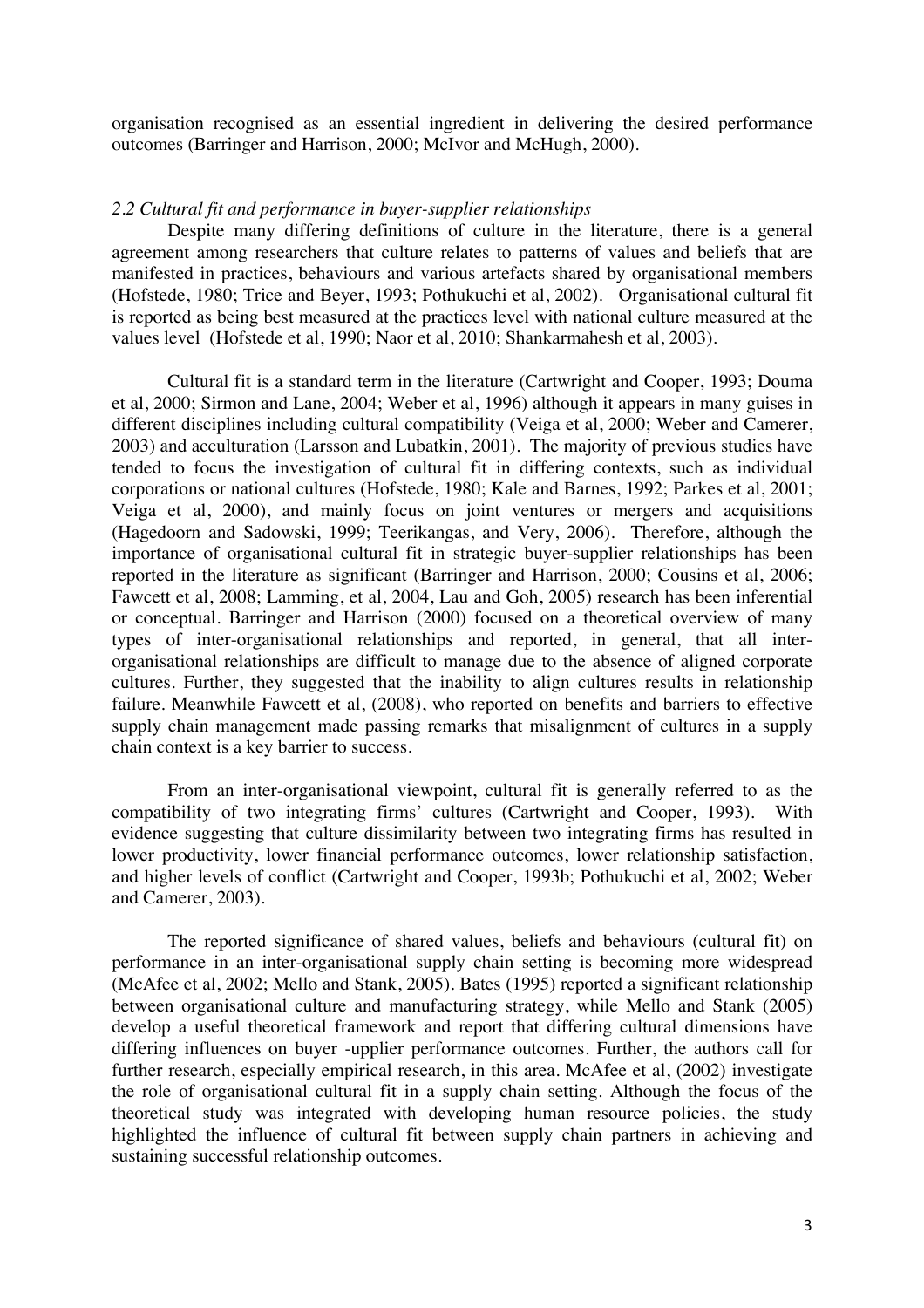organisation recognised as an essential ingredient in delivering the desired performance outcomes (Barringer and Harrison, 2000; McIvor and McHugh, 2000).

### *2.2 Cultural fit and performance in buyer-supplier relationships*

Despite many differing definitions of culture in the literature, there is a general agreement among researchers that culture relates to patterns of values and beliefs that are manifested in practices, behaviours and various artefacts shared by organisational members (Hofstede, 1980; Trice and Beyer, 1993; Pothukuchi et al, 2002). Organisational cultural fit is reported as being best measured at the practices level with national culture measured at the values level (Hofstede et al, 1990; Naor et al, 2010; Shankarmahesh et al, 2003).

Cultural fit is a standard term in the literature (Cartwright and Cooper, 1993; Douma et al, 2000; Sirmon and Lane, 2004; Weber et al, 1996) although it appears in many guises in different disciplines including cultural compatibility (Veiga et al, 2000; Weber and Camerer, 2003) and acculturation (Larsson and Lubatkin, 2001). The majority of previous studies have tended to focus the investigation of cultural fit in differing contexts, such as individual corporations or national cultures (Hofstede, 1980; Kale and Barnes, 1992; Parkes et al, 2001; Veiga et al, 2000), and mainly focus on joint ventures or mergers and acquisitions (Hagedoorn and Sadowski, 1999; Teerikangas, and Very, 2006). Therefore, although the importance of organisational cultural fit in strategic buyer-supplier relationships has been reported in the literature as significant (Barringer and Harrison, 2000; Cousins et al, 2006; Fawcett et al, 2008; Lamming, et al, 2004, Lau and Goh, 2005) research has been inferential or conceptual. Barringer and Harrison (2000) focused on a theoretical overview of many types of inter-organisational relationships and reported, in general, that all inter-organisational relationships are difficult to manage due to the absence of aligned corporate cultures. Further, they suggested that the inability to align cultures results in relationship failure. Meanwhile Fawcett et al, (2008), who reported on benefits and barriers to effective supply chain management made passing remarks that misalignment of cultures in a supply chain context is a key barrier to success.

From an inter-organisational viewpoint, cultural fit is generally referred to as the compatibility of two integrating firms' cultures (Cartwright and Cooper, 1993). With evidence suggesting that culture dissimilarity between two integrating firms has resulted in lower productivity, lower financial performance outcomes, lower relationship satisfaction, and higher levels of conflict (Cartwright and Cooper, 1993b; Pothukuchi et al, 2002; Weber and Camerer, 2003).

The reported significance of shared values, beliefs and behaviours (cultural fit) on performance in an inter-organisational supply chain setting is becoming more widespread (McAfee et al, 2002; Mello and Stank, 2005). Bates (1995) reported a significant relationship between organisational culture and manufacturing strategy, while Mello and Stank (2005) develop a useful theoretical framework and report that differing cultural dimensions have differing influences on buyer -upplier performance outcomes. Further, the authors call for further research, especially empirical research, in this area. McAfee et al, (2002) investigate the role of organisational cultural fit in a supply chain setting. Although the focus of the theoretical study was integrated with developing human resource policies, the study highlighted the influence of cultural fit between supply chain partners in achieving and sustaining successful relationship outcomes.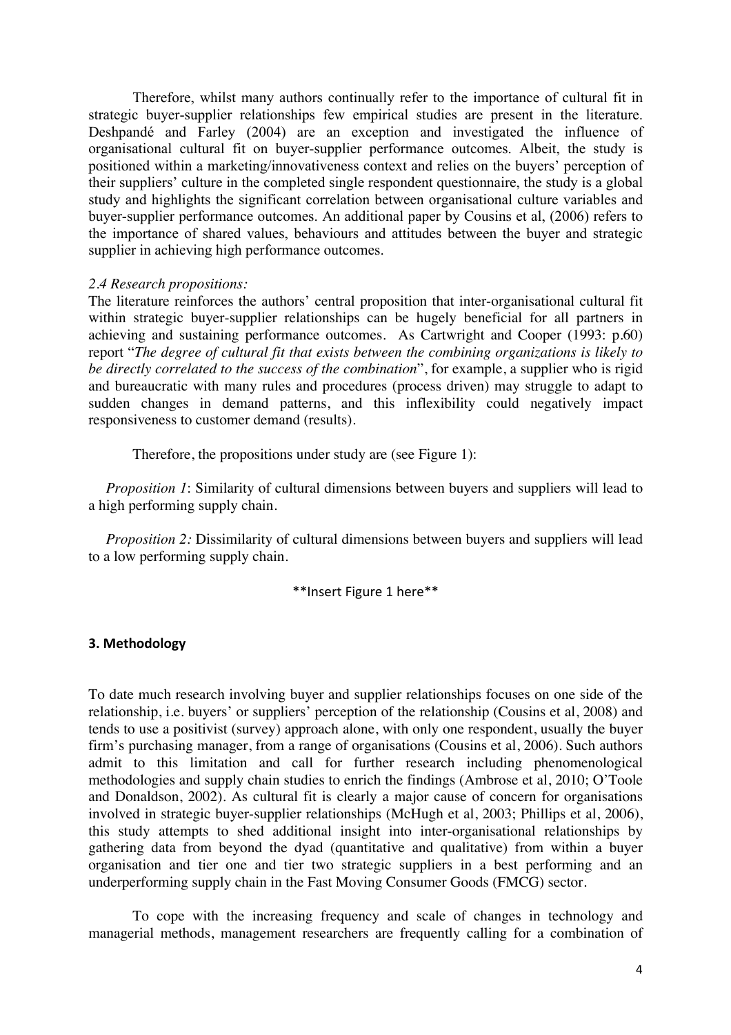Therefore, whilst many authors continually refer to the importance of cultural fit in strategic buyer-supplier relationships few empirical studies are present in the literature. Deshpandé and Farley (2004) are an exception and investigated the influence of organisational cultural fit on buyer-supplier performance outcomes. Albeit, the study is positioned within a marketing/innovativeness context and relies on the buyers' perception of their suppliers' culture in the completed single respondent questionnaire, the study is a global study and highlights the significant correlation between organisational culture variables and buyer-supplier performance outcomes. An additional paper by Cousins et al, (2006) refers to the importance of shared values, behaviours and attitudes between the buyer and strategic supplier in achieving high performance outcomes.

*2.4 Research propositions:*

The literature reinforces the authors' central proposition that inter-organisational cultural fit within strategic buyer-supplier relationships can be hugely beneficial for all partners in achieving and sustaining performance outcomes. As Cartwright and Cooper (1993: p.60) report "*The degree of cultural fit that exists between the combining organizations is likely to be directly correlated to the success of the combination*", for example, a supplier who is rigid and bureaucratic with many rules and procedures (process driven) may struggle to adapt to sudden changes in demand patterns, and this inflexibility could negatively impact responsiveness to customer demand (results).

Therefore, the propositions under study are (see Figure 1):

*Proposition 1*: Similarity of cultural dimensions between buyers and suppliers will lead to a high performing supply chain.

*Proposition 2:* Dissimilarity of cultural dimensions between buyers and suppliers will lead to a low performing supply chain.

**Insert Figure 1 here**

## 3. Methodology

To date much research involving buyer and supplier relationships focuses on one side of the relationship, i.e. buyers' or suppliers' perception of the relationship (Cousins et al, 2008) and tends to use a positivist (survey) approach alone, with only one respondent, usually the buyer firm's purchasing manager, from a range of organisations (Cousins et al, 2006). Such authors admit to this limitation and call for further research including phenomenological methodologies and supply chain studies to enrich the findings (Ambrose et al, 2010; O'Toole and Donaldson, 2002). As cultural fit is clearly a major cause of concern for organisations involved in strategic buyer-supplier relationships (McHugh et al, 2003; Phillips et al, 2006), this study attempts to shed additional insight into inter-organisational relationships by gathering data from beyond the dyad (quantitative and qualitative) from within a buyer organisation and tier one and tier two strategic suppliers in a best performing and an underperforming supply chain in the Fast Moving Consumer Goods (FMCG) sector.

To cope with the increasing frequency and scale of changes in technology and managerial methods, management researchers are frequently calling for a combination of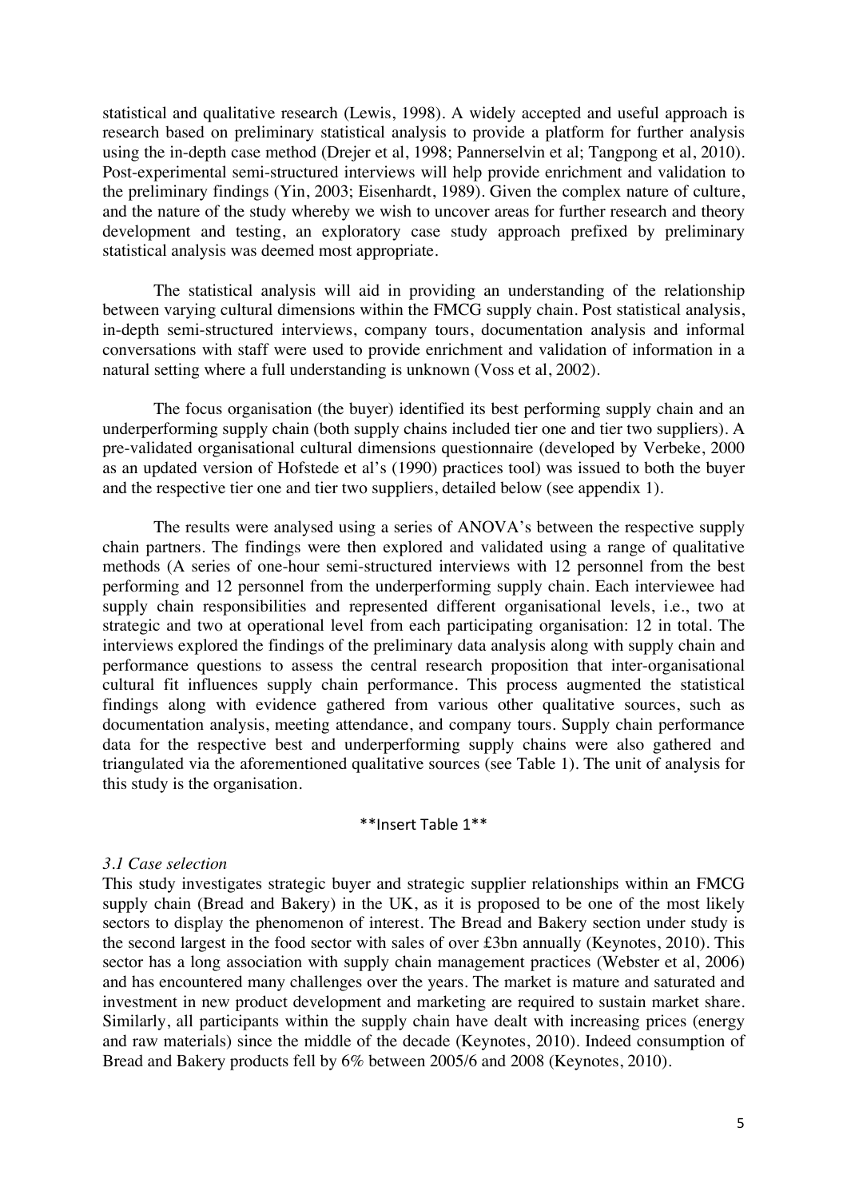statistical and qualitative research (Lewis, 1998). A widely accepted and useful approach is research based on preliminary statistical analysis to provide a platform for further analysis using the in-depth case method (Drejer et al, 1998; Pannerselvin et al; Tangpong et al, 2010). Post-experimental semi-structured interviews will help provide enrichment and validation to the preliminary findings (Yin, 2003; Eisenhardt, 1989). Given the complex nature of culture, and the nature of the study whereby we wish to uncover areas for further research and theory development and testing, an exploratory case study approach prefixed by preliminary statistical analysis was deemed most appropriate.

The statistical analysis will aid in providing an understanding of the relationship between varying cultural dimensions within the FMCG supply chain. Post statistical analysis, in-depth semi-structured interviews, company tours, documentation analysis and informal conversations with staff were used to provide enrichment and validation of information in a natural setting where a full understanding is unknown (Voss et al, 2002).

The focus organisation (the buyer) identified its best performing supply chain and an underperforming supply chain (both supply chains included tier one and tier two suppliers). A pre-validated organisational cultural dimensions questionnaire (developed by Verbeke, 2000 as an updated version of Hofstede et al's (1990) practices tool) was issued to both the buyer and the respective tier one and tier two suppliers, detailed below (see appendix 1).

The results were analysed using a series of ANOVA's between the respective supply chain partners. The findings were then explored and validated using a range of qualitative methods (A series of one-hour semi-structured interviews with 12 personnel from the best performing and 12 personnel from the underperforming supply chain. Each interviewee had supply chain responsibilities and represented different organisational levels, i.e., two at strategic and two at operational level from each participating organisation: 12 in total. The interviews explored the findings of the preliminary data analysis along with supply chain and performance questions to assess the central research proposition that inter-organisational cultural fit influences supply chain performance. This process augmented the statistical findings along with evidence gathered from various other qualitative sources, such as documentation analysis, meeting attendance, and company tours. Supply chain performance data for the respective best and underperforming supply chains were also gathered and triangulated via the aforementioned qualitative sources (see Table 1). The unit of analysis for this study is the organisation.

**Insert Table 1**

*3.1 Case selection*

This study investigates strategic buyer and strategic supplier relationships within an FMCG supply chain (Bread and Bakery) in the UK, as it is proposed to be one of the most likely sectors to display the phenomenon of interest. The Bread and Bakery section under study is the second largest in the food sector with sales of over £3bn annually (Keynotes, 2010). This sector has a long association with supply chain management practices (Webster et al, 2006) and has encountered many challenges over the years. The market is mature and saturated and investment in new product development and marketing are required to sustain market share. Similarly, all participants within the supply chain have dealt with increasing prices (energy and raw materials) since the middle of the decade (Keynotes, 2010). Indeed consumption of Bread and Bakery products fell by 6% between 2005/6 and 2008 (Keynotes, 2010).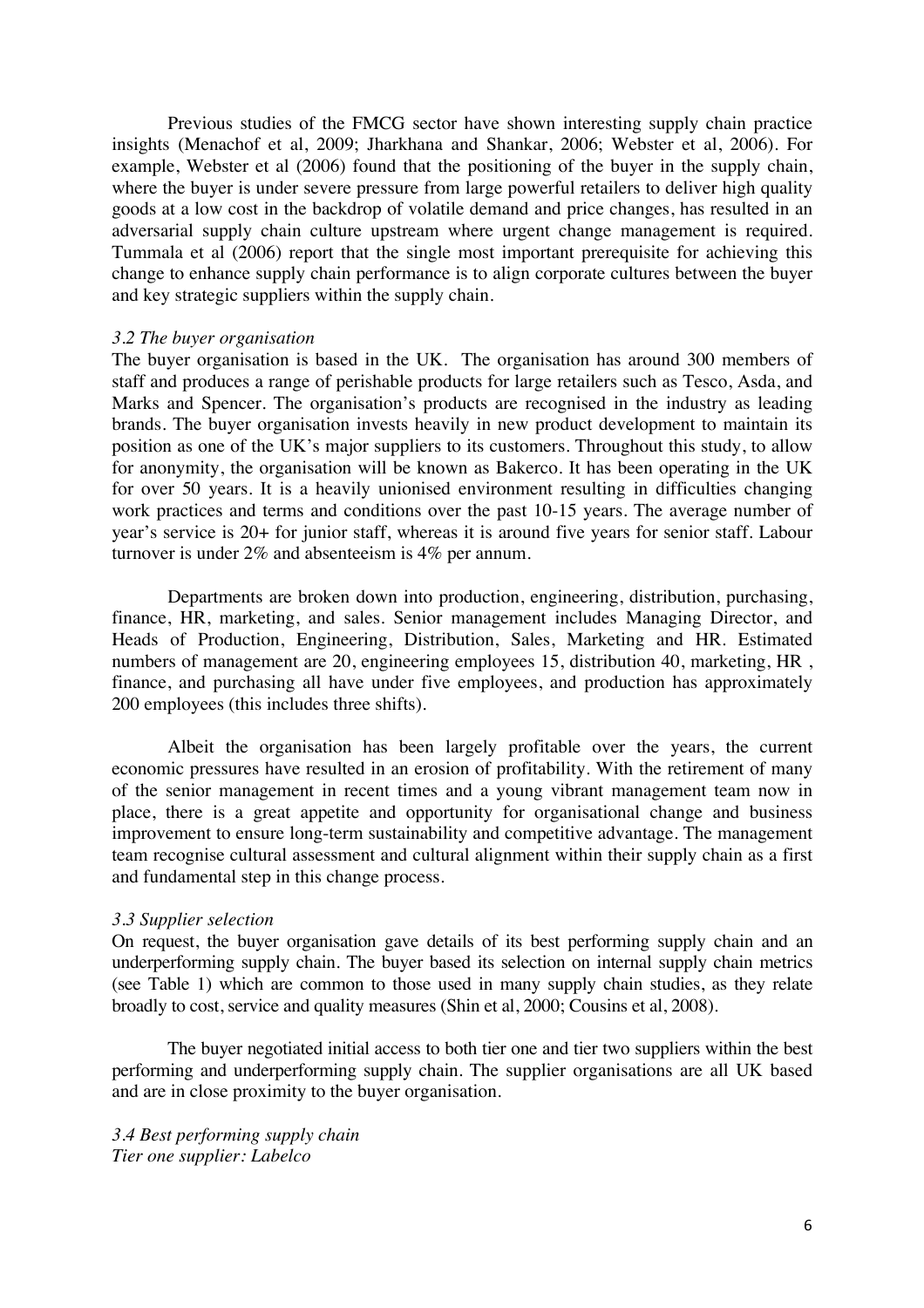Previous studies of the FMCG sector have shown interesting supply chain practice insights (Menachof et al, 2009; Jharkhana and Shankar, 2006; Webster et al, 2006). For example, Webster et al (2006) found that the positioning of the buyer in the supply chain, where the buyer is under severe pressure from large powerful retailers to deliver high quality goods at a low cost in the backdrop of volatile demand and price changes, has resulted in an adversarial supply chain culture upstream where urgent change management is required. Tummala et al (2006) report that the single most important prerequisite for achieving this change to enhance supply chain performance is to align corporate cultures between the buyer and key strategic suppliers within the supply chain.

### *3.2 The buyer organisation*

The buyer organisation is based in the UK. The organisation has around 300 members of staff and produces a range of perishable products for large retailers such as Tesco, Asda, and Marks and Spencer. The organisation's products are recognised in the industry as leading brands. The buyer organisation invests heavily in new product development to maintain its position as one of the UK's major suppliers to its customers. Throughout this study, to allow for anonymity, the organisation will be known as Bakerco. It has been operating in the UK for over 50 years. It is a heavily unionised environment resulting in difficulties changing work practices and terms and conditions over the past 10-15 years. The average number of year's service is 20+ for junior staff, whereas it is around five years for senior staff. Labour turnover is under 2% and absenteeism is 4% per annum.

Departments are broken down into production, engineering, distribution, purchasing, finance, HR, marketing, and sales. Senior management includes Managing Director, and Heads of Production, Engineering, Distribution, Sales, Marketing and HR. Estimated numbers of management are 20, engineering employees 15, distribution 40, marketing, HR , finance, and purchasing all have under five employees, and production has approximately 200 employees (this includes three shifts).

Albeit the organisation has been largely profitable over the years, the current economic pressures have resulted in an erosion of profitability. With the retirement of many of the senior management in recent times and a young vibrant management team now in place, there is a great appetite and opportunity for organisational change and business improvement to ensure long-term sustainability and competitive advantage. The management team recognise cultural assessment and cultural alignment within their supply chain as a first and fundamental step in this change process.

### *3.3 Supplier selection*

On request, the buyer organisation gave details of its best performing supply chain and an underperforming supply chain. The buyer based its selection on internal supply chain metrics (see Table 1) which are common to those used in many supply chain studies, as they relate broadly to cost, service and quality measures (Shin et al, 2000; Cousins et al, 2008).

The buyer negotiated initial access to both tier one and tier two suppliers within the best performing and underperforming supply chain. The supplier organisations are all UK based and are in close proximity to the buyer organisation.

### *3.4 Best performing supply chain*

*Tier one supplier: Labelco*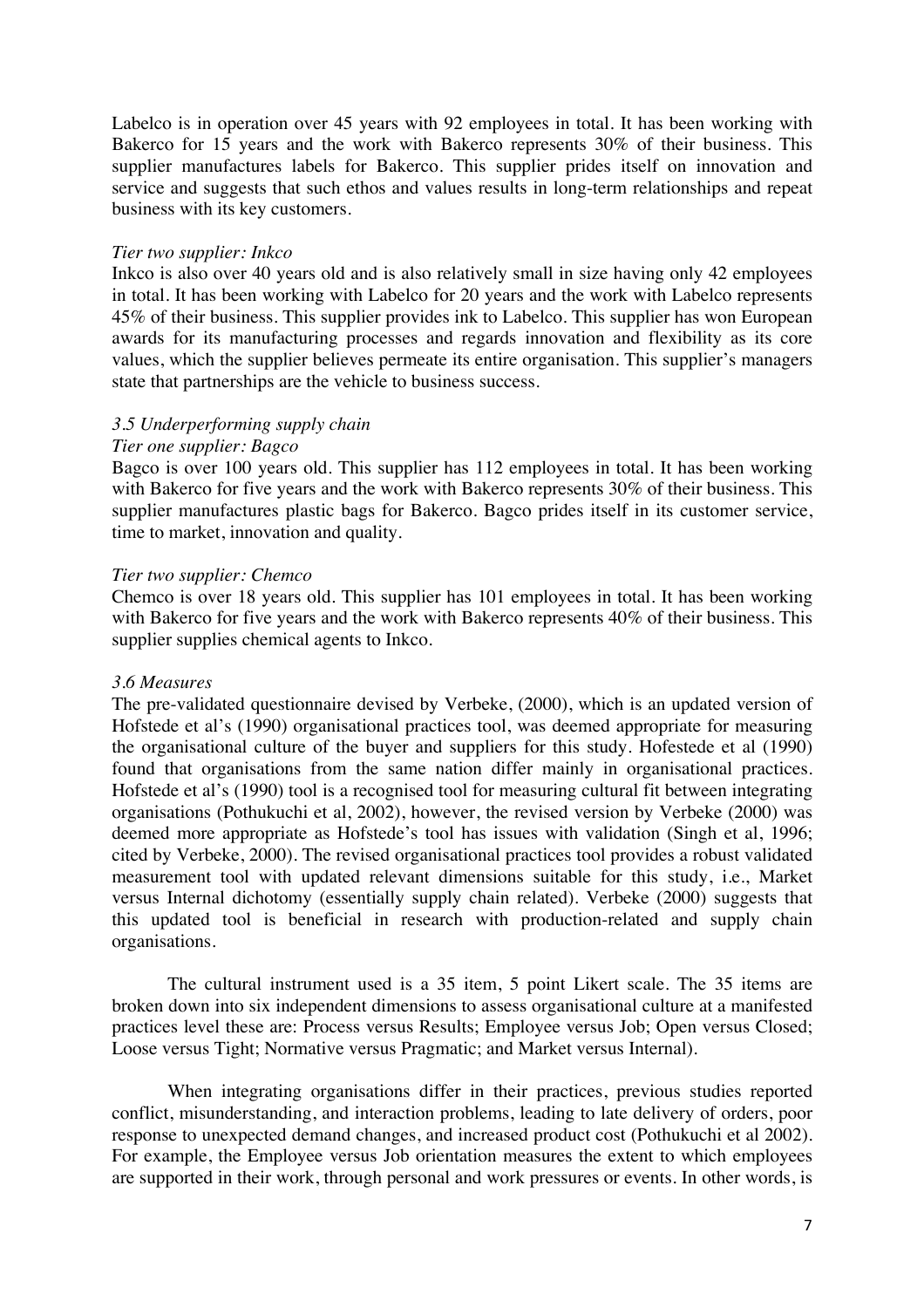Labelco is in operation over 45 years with 92 employees in total. It has been working with Bakerco for 15 years and the work with Bakerco represents 30% of their business. This supplier manufactures labels for Bakerco. This supplier prides itself on innovation and service and suggests that such ethos and values results in long-term relationships and repeat business with its key customers.

*Tier two supplier: Inkco*

Inkco is also over 40 years old and is also relatively small in size having only 42 employees in total. It has been working with Labelco for 20 years and the work with Labelco represents 45% of their business. This supplier provides ink to Labelco. This supplier has won European awards for its manufacturing processes and regards innovation and flexibility as its core values, which the supplier believes permeate its entire organisation. This supplier's managers state that partnerships are the vehicle to business success.

### *3.5 Underperforming supply chain*

*Tier one supplier: Bagco*

Bagco is over 100 years old. This supplier has 112 employees in total. It has been working with Bakerco for five years and the work with Bakerco represents 30% of their business. This supplier manufactures plastic bags for Bakerco. Bagco prides itself in its customer service, time to market, innovation and quality.

*Tier two supplier: Chemco*

Chemco is over 18 years old. This supplier has 101 employees in total. It has been working with Bakerco for five years and the work with Bakerco represents 40% of their business. This supplier supplies chemical agents to Inkco.

### *3.6 Measures*

The pre-validated questionnaire devised by Verbeke, (2000), which is an updated version of Hofstede et al's (1990) organisational practices tool, was deemed appropriate for measuring the organisational culture of the buyer and suppliers for this study. Hofestede et al (1990) found that organisations from the same nation differ mainly in organisational practices. Hofstede et al's (1990) tool is a recognised tool for measuring cultural fit between integrating organisations (Pothukuchi et al, 2002), however, the revised version by Verbeke (2000) was deemed more appropriate as Hofstede's tool has issues with validation (Singh et al, 1996; cited by Verbeke, 2000). The revised organisational practices tool provides a robust validated measurement tool with updated relevant dimensions suitable for this study, i.e., Market versus Internal dichotomy (essentially supply chain related). Verbeke (2000) suggests that this updated tool is beneficial in research with production-related and supply chain organisations.

The cultural instrument used is a 35 item, 5 point Likert scale. The 35 items are broken down into six independent dimensions to assess organisational culture at a manifested practices level these are: Process versus Results; Employee versus Job; Open versus Closed; Loose versus Tight; Normative versus Pragmatic; and Market versus Internal).

When integrating organisations differ in their practices, previous studies reported conflict, misunderstanding, and interaction problems, leading to late delivery of orders, poor response to unexpected demand changes, and increased product cost (Pothukuchi et al 2002). For example, the Employee versus Job orientation measures the extent to which employees are supported in their work, through personal and work pressures or events. In other words, is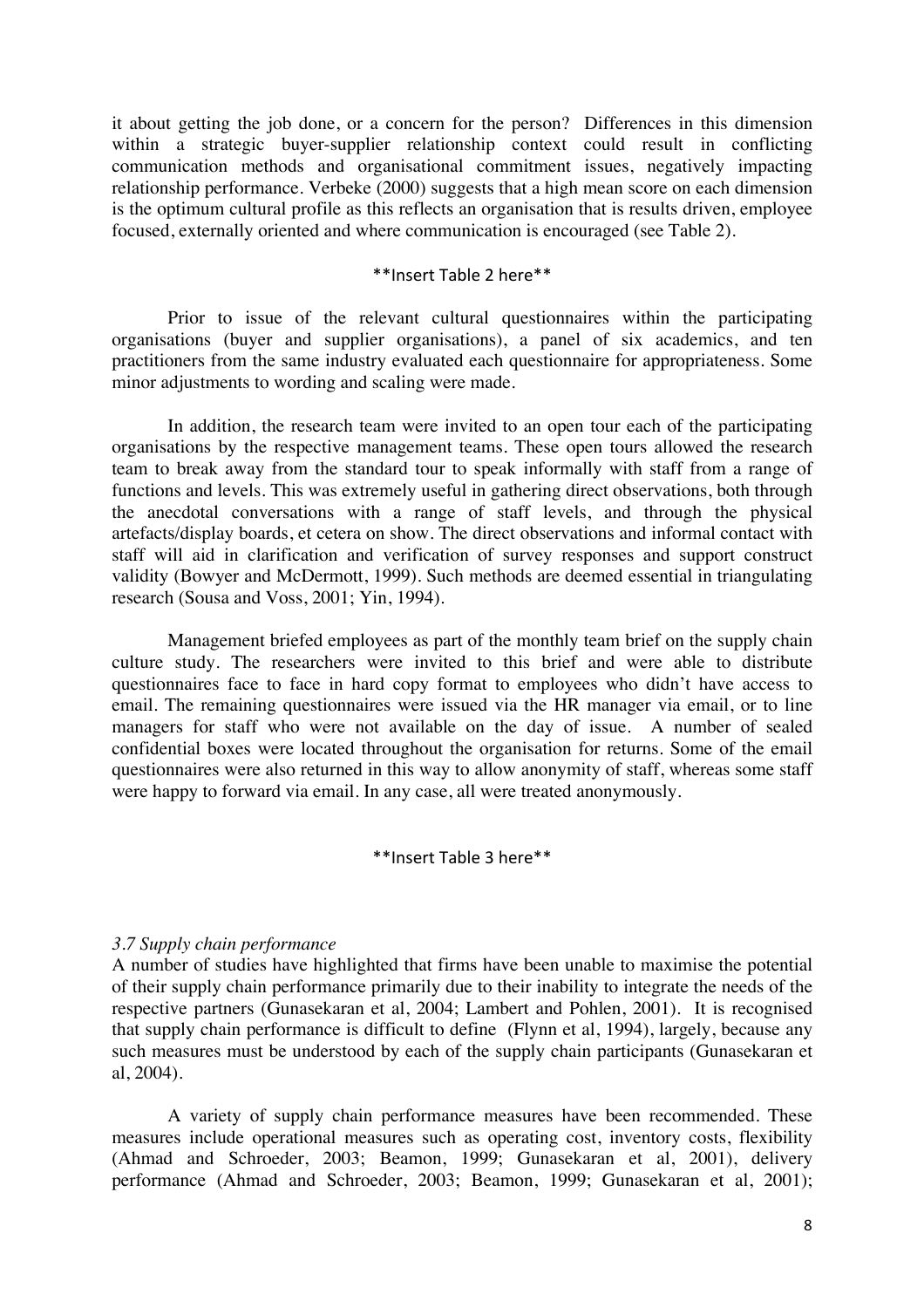it about getting the job done, or a concern for the person? Differences in this dimension within a strategic buyer-supplier relationship context could result in conflicting communication methods and organisational commitment issues, negatively impacting relationship performance. Verbeke (2000) suggests that a high mean score on each dimension is the optimum cultural profile as this reflects an organisation that is results driven, employee focused, externally oriented and where communication is encouraged (see Table 2).

**Insert Table 2 here**

Prior to issue of the relevant cultural questionnaires within the participating organisations (buyer and supplier organisations), a panel of six academics, and ten practitioners from the same industry evaluated each questionnaire for appropriateness. Some minor adjustments to wording and scaling were made.

In addition, the research team were invited to an open tour each of the participating organisations by the respective management teams. These open tours allowed the research team to break away from the standard tour to speak informally with staff from a range of functions and levels. This was extremely useful in gathering direct observations, both through the anecdotal conversations with a range of staff levels, and through the physical artefacts/display boards, et cetera on show. The direct observations and informal contact with staff will aid in clarification and verification of survey responses and support construct validity (Bowyer and McDermott, 1999). Such methods are deemed essential in triangulating research (Sousa and Voss, 2001; Yin, 1994).

Management briefed employees as part of the monthly team brief on the supply chain culture study. The researchers were invited to this brief and were able to distribute questionnaires face to face in hard copy format to employees who didn't have access to email. The remaining questionnaires were issued via the HR manager via email, or to line managers for staff who were not available on the day of issue. A number of sealed confidential boxes were located throughout the organisation for returns. Some of the email questionnaires were also returned in this way to allow anonymity of staff, whereas some staff were happy to forward via email. In any case, all were treated anonymously.

**Insert Table 3 here**

### *3.7 Supply chain performance*

A number of studies have highlighted that firms have been unable to maximise the potential of their supply chain performance primarily due to their inability to integrate the needs of the respective partners (Gunasekaran et al, 2004; Lambert and Pohlen, 2001). It is recognised that supply chain performance is difficult to define (Flynn et al, 1994), largely, because any such measures must be understood by each of the supply chain participants (Gunasekaran et al, 2004).

A variety of supply chain performance measures have been recommended. These measures include operational measures such as operating cost, inventory costs, flexibility (Ahmad and Schroeder, 2003; Beamon, 1999; Gunasekaran et al, 2001), delivery performance (Ahmad and Schroeder, 2003; Beamon, 1999; Gunasekaran et al, 2001);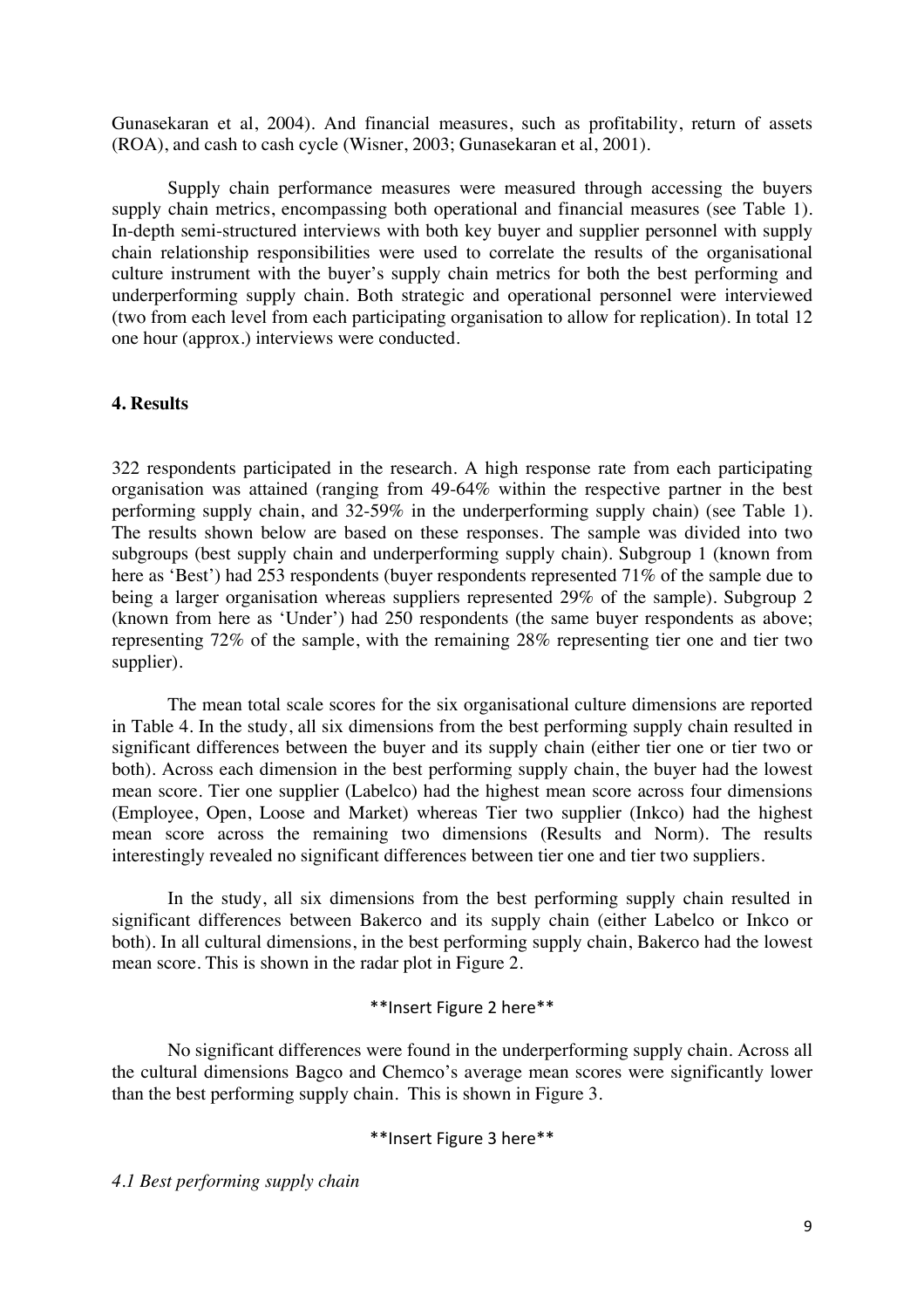Gunasekaran et al, 2004). And financial measures, such as profitability, return of assets (ROA), and cash to cash cycle (Wisner, 2003; Gunasekaran et al, 2001).

Supply chain performance measures were measured through accessing the buyers supply chain metrics, encompassing both operational and financial measures (see Table 1). In-depth semi-structured interviews with both key buyer and supplier personnel with supply chain relationship responsibilities were used to correlate the results of the organisational culture instrument with the buyer's supply chain metrics for both the best performing and underperforming supply chain. Both strategic and operational personnel were interviewed (two from each level from each participating organisation to allow for replication). In total 12 one hour (approx.) interviews were conducted.

## 4. Results

322 respondents participated in the research. A high response rate from each participating organisation was attained (ranging from 49-64% within the respective partner in the best performing supply chain, and 32-59% in the underperforming supply chain) (see Table 1). The results shown below are based on these responses. The sample was divided into two subgroups (best supply chain and underperforming supply chain). Subgroup 1 (known from here as 'Best') had 253 respondents (buyer respondents represented 71% of the sample due to being a larger organisation whereas suppliers represented 29% of the sample). Subgroup 2 (known from here as 'Under') had 250 respondents (the same buyer respondents as above; representing 72% of the sample, with the remaining 28% representing tier one and tier two supplier).

The mean total scale scores for the six organisational culture dimensions are reported in Table 4. In the study, all six dimensions from the best performing supply chain resulted in significant differences between the buyer and its supply chain (either tier one or tier two or both). Across each dimension in the best performing supply chain, the buyer had the lowest mean score. Tier one supplier (Labelco) had the highest mean score across four dimensions (Employee, Open, Loose and Market) whereas Tier two supplier (Inkco) had the highest mean score across the remaining two dimensions (Results and Norm). The results interestingly revealed no significant differences between tier one and tier two suppliers.

In the study, all six dimensions from the best performing supply chain resulted in significant differences between Bakerco and its supply chain (either Labelco or Inkco or both). In all cultural dimensions, in the best performing supply chain, Bakerco had the lowest mean score. This is shown in the radar plot in Figure 2.

**Insert Figure 2 here**

No significant differences were found in the underperforming supply chain. Across all the cultural dimensions Bagco and Chemco's average mean scores were significantly lower than the best performing supply chain. This is shown in Figure 3.

**Insert Figure 3 here**

### *4.1 Best performing supply chain*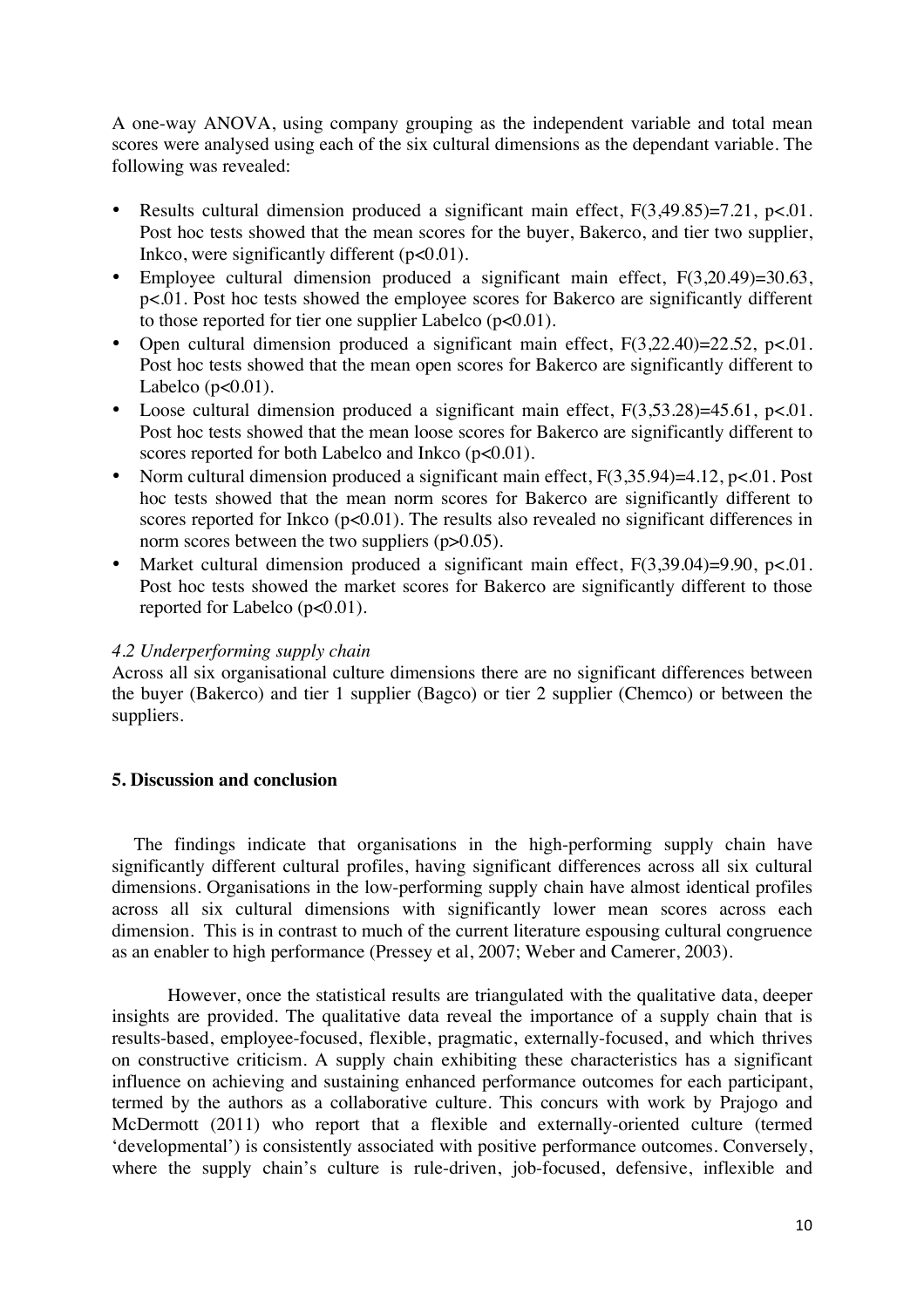A one-way ANOVA, using company grouping as the independent variable and total mean scores were analysed using each of the six cultural dimensions as the dependant variable. The following was revealed:

- Results cultural dimension produced a significant main effect, $F(3,49.85)=7.21$, $p<.01$. Post hoc tests showed that the mean scores for the buyer, Bakerco, and tier two supplier, Inkco, were significantly different ($p<0.01$).
- Employee cultural dimension produced a significant main effect, $F(3,20.49)=30.63$, $p<.01$. Post hoc tests showed the employee scores for Bakerco are significantly different to those reported for tier one supplier Labelco ($p<0.01$).
- Open cultural dimension produced a significant main effect, $F(3,22.40)=22.52$, $p<.01$. Post hoc tests showed that the mean open scores for Bakerco are significantly different to Labelco ($p<0.01$).
- Loose cultural dimension produced a significant main effect, $F(3,53.28)=45.61$, $p<.01$. Post hoc tests showed that the mean loose scores for Bakerco are significantly different to scores reported for both Labelco and Inkco ($p<0.01$).
- Norm cultural dimension produced a significant main effect, $F(3,35.94)=4.12$, $p<.01$. Post hoc tests showed that the mean norm scores for Bakerco are significantly different to scores reported for Inkco ($p<0.01$). The results also revealed no significant differences in norm scores between the two suppliers ($p>0.05$).
- Market cultural dimension produced a significant main effect, $F(3,39.04)=9.90$, $p<.01$. Post hoc tests showed the market scores for Bakerco are significantly different to those reported for Labelco ($p<0.01$).

*4.2 Underperforming supply chain*

Across all six organisational culture dimensions there are no significant differences between the buyer (Bakerco) and tier 1 supplier (Bagco) or tier 2 supplier (Chemco) or between the suppliers.

## 5. Discussion and conclusion

The findings indicate that organisations in the high-performing supply chain have significantly different cultural profiles, having significant differences across all six cultural dimensions. Organisations in the low-performing supply chain have almost identical profiles across all six cultural dimensions with significantly lower mean scores across each dimension. This is in contrast to much of the current literature espousing cultural congruence as an enabler to high performance (Pressey et al, 2007; Weber and Camerer, 2003).

However, once the statistical results are triangulated with the qualitative data, deeper insights are provided. The qualitative data reveal the importance of a supply chain that is results-based, employee-focused, flexible, pragmatic, externally-focused, and which thrives on constructive criticism. A supply chain exhibiting these characteristics has a significant influence on achieving and sustaining enhanced performance outcomes for each participant, termed by the authors as a collaborative culture. This concurs with work by Prajogo and McDermott (2011) who report that a flexible and externally-oriented culture (termed 'developmental') is consistently associated with positive performance outcomes. Conversely, where the supply chain's culture is rule-driven, job-focused, defensive, inflexible and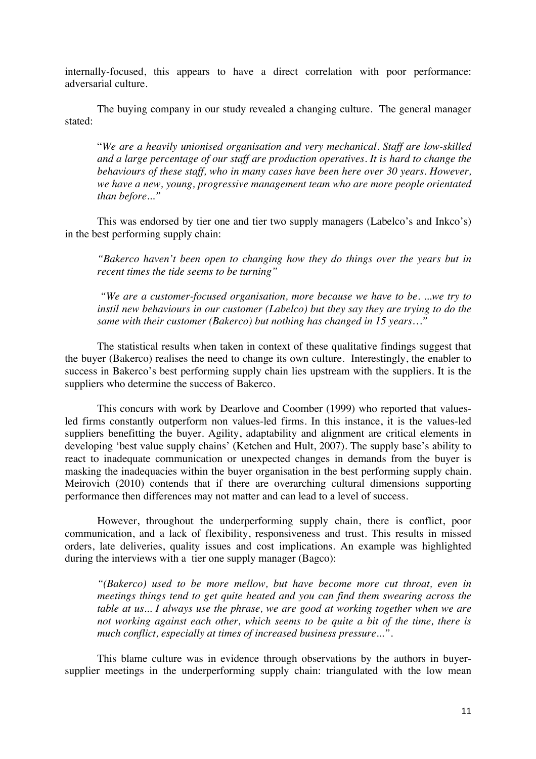internally-focused, this appears to have a direct correlation with poor performance: adversarial culture.

The buying company in our study revealed a changing culture. The general manager stated:

> "*We are a heavily unionised organisation and very mechanical. Staff are low-skilled and a large percentage of our staff are production operatives. It is hard to change the behaviours of these staff, who in many cases have been here over 30 years. However, we have a new, young, progressive management team who are more people orientated than before..."*

This was endorsed by tier one and tier two supply managers (Labelco's and Inkco's) in the best performing supply chain:

> *"Bakerco haven't been open to changing how they do things over the years but in recent times the tide seems to be turning"*

> *"We are a customer-focused organisation, more because we have to be. ...we try to instil new behaviours in our customer (Labelco) but they say they are trying to do the same with their customer (Bakerco) but nothing has changed in 15 years…"*

The statistical results when taken in context of these qualitative findings suggest that the buyer (Bakerco) realises the need to change its own culture. Interestingly, the enabler to success in Bakerco's best performing supply chain lies upstream with the suppliers. It is the suppliers who determine the success of Bakerco.

This concurs with work by Dearlove and Coomber (1999) who reported that values-led firms constantly outperform non values-led firms. In this instance, it is the values-led suppliers benefitting the buyer. Agility, adaptability and alignment are critical elements in developing 'best value supply chains' (Ketchen and Hult, 2007). The supply base's ability to react to inadequate communication or unexpected changes in demands from the buyer is masking the inadequacies within the buyer organisation in the best performing supply chain. Meirovich (2010) contends that if there are overarching cultural dimensions supporting performance then differences may not matter and can lead to a level of success.

However, throughout the underperforming supply chain, there is conflict, poor communication, and a lack of flexibility, responsiveness and trust. This results in missed orders, late deliveries, quality issues and cost implications. An example was highlighted during the interviews with a tier one supply manager (Bagco):

> *"(Bakerco) used to be more mellow, but have become more cut throat, even in meetings things tend to get quite heated and you can find them swearing across the table at us... I always use the phrase, we are good at working together when we are not working against each other, which seems to be quite a bit of the time, there is much conflict, especially at times of increased business pressure..."*.

This blame culture was in evidence through observations by the authors in buyer-supplier meetings in the underperforming supply chain: triangulated with the low mean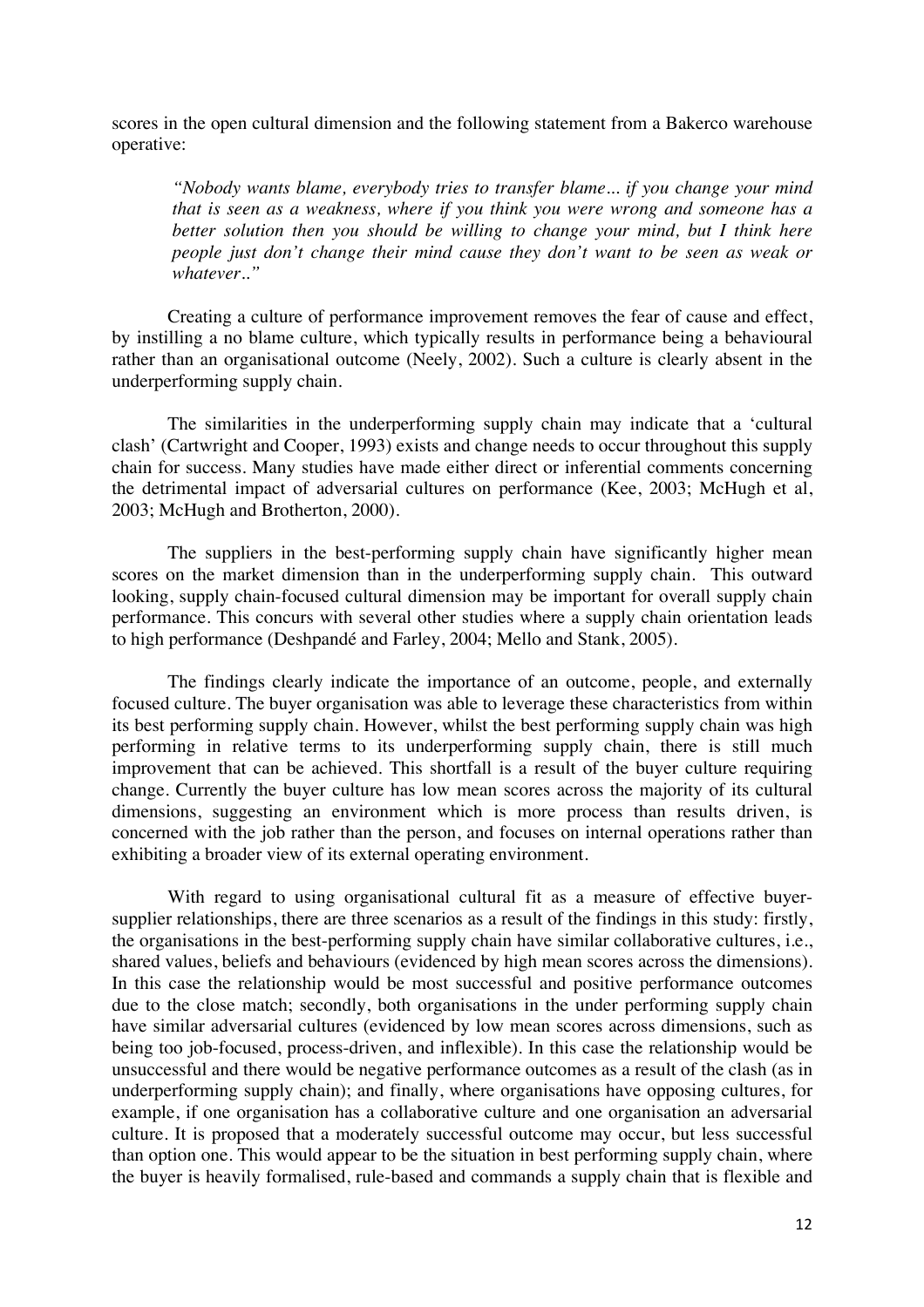scores in the open cultural dimension and the following statement from a Bakerco warehouse operative:

> *"Nobody wants blame, everybody tries to transfer blame… if you change your mind that is seen as a weakness, where if you think you were wrong and someone has a better solution then you should be willing to change your mind, but I think here people just don't change their mind cause they don't want to be seen as weak or whatever.."*

Creating a culture of performance improvement removes the fear of cause and effect, by instilling a no blame culture, which typically results in performance being a behavioural rather than an organisational outcome (Neely, 2002). Such a culture is clearly absent in the underperforming supply chain.

The similarities in the underperforming supply chain may indicate that a 'cultural clash' (Cartwright and Cooper, 1993) exists and change needs to occur throughout this supply chain for success. Many studies have made either direct or inferential comments concerning the detrimental impact of adversarial cultures on performance (Kee, 2003; McHugh et al, 2003; McHugh and Brotherton, 2000).

The suppliers in the best-performing supply chain have significantly higher mean scores on the market dimension than in the underperforming supply chain. This outward looking, supply chain-focused cultural dimension may be important for overall supply chain performance. This concurs with several other studies where a supply chain orientation leads to high performance (Deshpandé and Farley, 2004; Mello and Stank, 2005).

The findings clearly indicate the importance of an outcome, people, and externally focused culture. The buyer organisation was able to leverage these characteristics from within its best performing supply chain. However, whilst the best performing supply chain was high performing in relative terms to its underperforming supply chain, there is still much improvement that can be achieved. This shortfall is a result of the buyer culture requiring change. Currently the buyer culture has low mean scores across the majority of its cultural dimensions, suggesting an environment which is more process than results driven, is concerned with the job rather than the person, and focuses on internal operations rather than exhibiting a broader view of its external operating environment.

With regard to using organisational cultural fit as a measure of effective buyer-supplier relationships, there are three scenarios as a result of the findings in this study: firstly, the organisations in the best-performing supply chain have similar collaborative cultures, i.e., shared values, beliefs and behaviours (evidenced by high mean scores across the dimensions). In this case the relationship would be most successful and positive performance outcomes due to the close match; secondly, both organisations in the under performing supply chain have similar adversarial cultures (evidenced by low mean scores across dimensions, such as being too job-focused, process-driven, and inflexible). In this case the relationship would be unsuccessful and there would be negative performance outcomes as a result of the clash (as in underperforming supply chain); and finally, where organisations have opposing cultures, for example, if one organisation has a collaborative culture and one organisation an adversarial culture. It is proposed that a moderately successful outcome may occur, but less successful than option one. This would appear to be the situation in best performing supply chain, where the buyer is heavily formalised, rule-based and commands a supply chain that is flexible and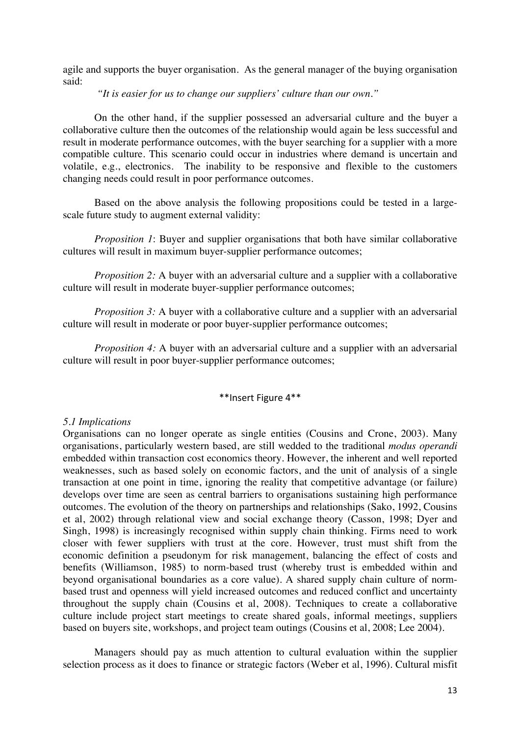agile and supports the buyer organisation. As the general manager of the buying organisation said:

*"It is easier for us to change our suppliers' culture than our own."*

On the other hand, if the supplier possessed an adversarial culture and the buyer a collaborative culture then the outcomes of the relationship would again be less successful and result in moderate performance outcomes, with the buyer searching for a supplier with a more compatible culture. This scenario could occur in industries where demand is uncertain and volatile, e.g., electronics. The inability to be responsive and flexible to the customers changing needs could result in poor performance outcomes.

Based on the above analysis the following propositions could be tested in a large-scale future study to augment external validity:

*Proposition 1*: Buyer and supplier organisations that both have similar collaborative cultures will result in maximum buyer-supplier performance outcomes;

*Proposition 2:* A buyer with an adversarial culture and a supplier with a collaborative culture will result in moderate buyer-supplier performance outcomes;

*Proposition 3:* A buyer with a collaborative culture and a supplier with an adversarial culture will result in moderate or poor buyer-supplier performance outcomes;

*Proposition 4:* A buyer with an adversarial culture and a supplier with an adversarial culture will result in poor buyer-supplier performance outcomes;

**Insert Figure 4**

*5.1 Implications*

Organisations can no longer operate as single entities (Cousins and Crone, 2003). Many organisations, particularly western based, are still wedded to the traditional *modus operandi* embedded within transaction cost economics theory. However, the inherent and well reported weaknesses, such as based solely on economic factors, and the unit of analysis of a single transaction at one point in time, ignoring the reality that competitive advantage (or failure) develops over time are seen as central barriers to organisations sustaining high performance outcomes. The evolution of the theory on partnerships and relationships (Sako, 1992, Cousins et al, 2002) through relational view and social exchange theory (Casson, 1998; Dyer and Singh, 1998) is increasingly recognised within supply chain thinking. Firms need to work closer with fewer suppliers with trust at the core. However, trust must shift from the economic definition a pseudonym for risk management, balancing the effect of costs and benefits (Williamson, 1985) to norm-based trust (whereby trust is embedded within and beyond organisational boundaries as a core value). A shared supply chain culture of norm-based trust and openness will yield increased outcomes and reduced conflict and uncertainty throughout the supply chain (Cousins et al, 2008). Techniques to create a collaborative culture include project start meetings to create shared goals, informal meetings, suppliers based on buyers site, workshops, and project team outings (Cousins et al, 2008; Lee 2004).

Managers should pay as much attention to cultural evaluation within the supplier selection process as it does to finance or strategic factors (Weber et al, 1996). Cultural misfit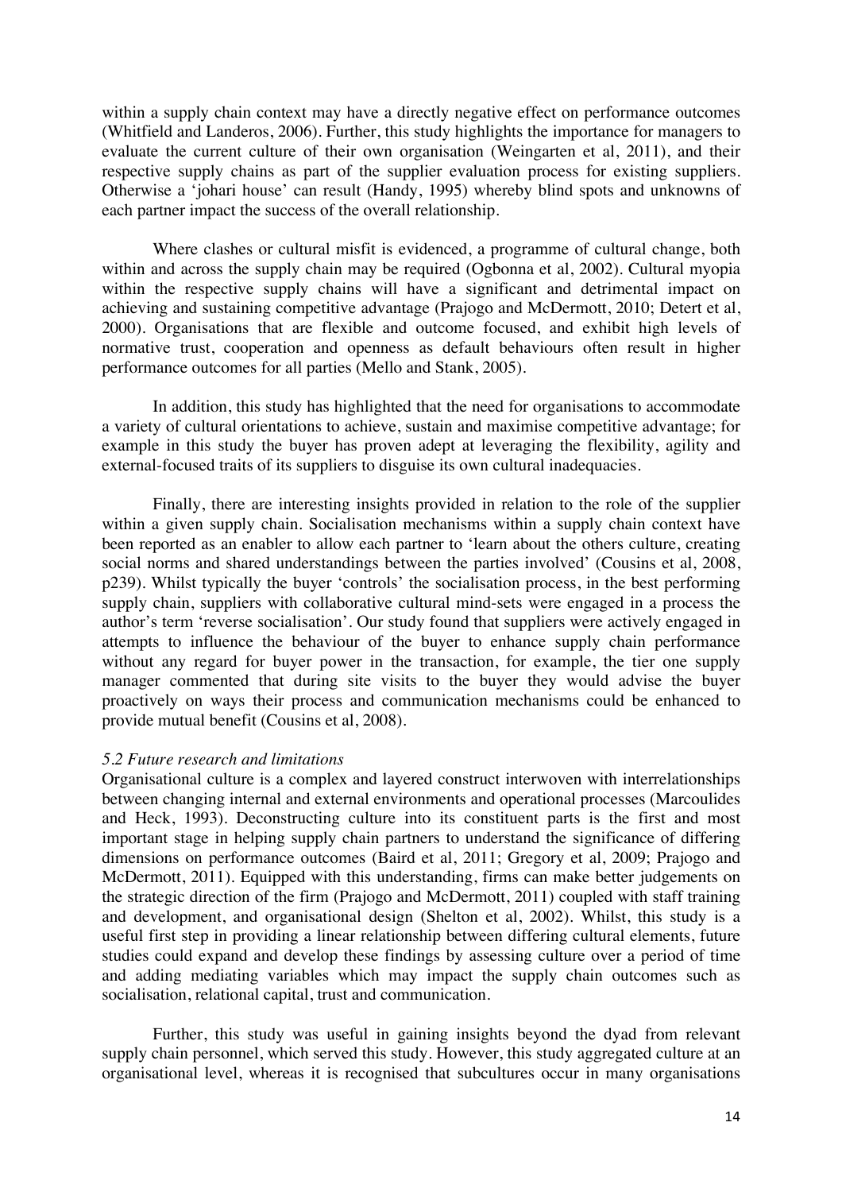within a supply chain context may have a directly negative effect on performance outcomes (Whitfield and Landeros, 2006). Further, this study highlights the importance for managers to evaluate the current culture of their own organisation (Weingarten et al, 2011), and their respective supply chains as part of the supplier evaluation process for existing suppliers. Otherwise a 'johari house' can result (Handy, 1995) whereby blind spots and unknowns of each partner impact the success of the overall relationship.

Where clashes or cultural misfit is evidenced, a programme of cultural change, both within and across the supply chain may be required (Ogbonna et al, 2002). Cultural myopia within the respective supply chains will have a significant and detrimental impact on achieving and sustaining competitive advantage (Prajogo and McDermott, 2010; Detert et al, 2000). Organisations that are flexible and outcome focused, and exhibit high levels of normative trust, cooperation and openness as default behaviours often result in higher performance outcomes for all parties (Mello and Stank, 2005).

In addition, this study has highlighted that the need for organisations to accommodate a variety of cultural orientations to achieve, sustain and maximise competitive advantage; for example in this study the buyer has proven adept at leveraging the flexibility, agility and external-focused traits of its suppliers to disguise its own cultural inadequacies.

Finally, there are interesting insights provided in relation to the role of the supplier within a given supply chain. Socialisation mechanisms within a supply chain context have been reported as an enabler to allow each partner to 'learn about the others culture, creating social norms and shared understandings between the parties involved' (Cousins et al, 2008, p239). Whilst typically the buyer 'controls' the socialisation process, in the best performing supply chain, suppliers with collaborative cultural mind-sets were engaged in a process the author's term 'reverse socialisation'. Our study found that suppliers were actively engaged in attempts to influence the behaviour of the buyer to enhance supply chain performance without any regard for buyer power in the transaction, for example, the tier one supply manager commented that during site visits to the buyer they would advise the buyer proactively on ways their process and communication mechanisms could be enhanced to provide mutual benefit (Cousins et al, 2008).

### *5.2 Future research and limitations*

Organisational culture is a complex and layered construct interwoven with interrelationships between changing internal and external environments and operational processes (Marcoulides and Heck, 1993). Deconstructing culture into its constituent parts is the first and most important stage in helping supply chain partners to understand the significance of differing dimensions on performance outcomes (Baird et al, 2011; Gregory et al, 2009; Prajogo and McDermott, 2011). Equipped with this understanding, firms can make better judgements on the strategic direction of the firm (Prajogo and McDermott, 2011) coupled with staff training and development, and organisational design (Shelton et al, 2002). Whilst, this study is a useful first step in providing a linear relationship between differing cultural elements, future studies could expand and develop these findings by assessing culture over a period of time and adding mediating variables which may impact the supply chain outcomes such as socialisation, relational capital, trust and communication.

Further, this study was useful in gaining insights beyond the dyad from relevant supply chain personnel, which served this study. However, this study aggregated culture at an organisational level, whereas it is recognised that subcultures occur in many organisations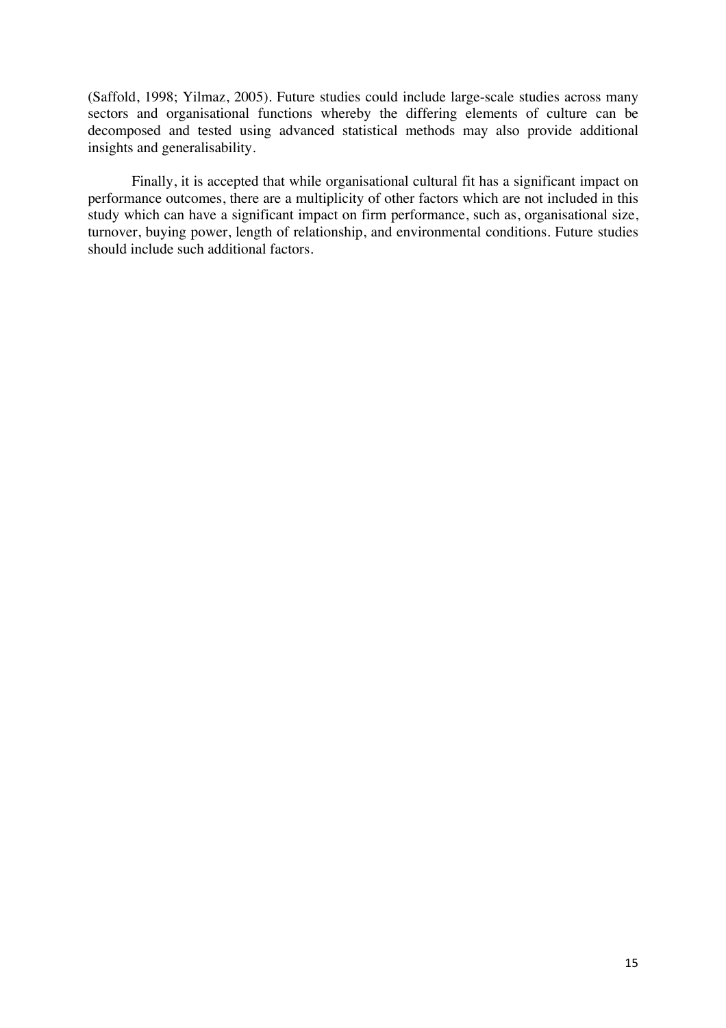(Saffold, 1998; Yilmaz, 2005). Future studies could include large-scale studies across many sectors and organisational functions whereby the differing elements of culture can be decomposed and tested using advanced statistical methods may also provide additional insights and generalisability.

Finally, it is accepted that while organisational cultural fit has a significant impact on performance outcomes, there are a multiplicity of other factors which are not included in this study which can have a significant impact on firm performance, such as, organisational size, turnover, buying power, length of relationship, and environmental conditions. Future studies should include such additional factors.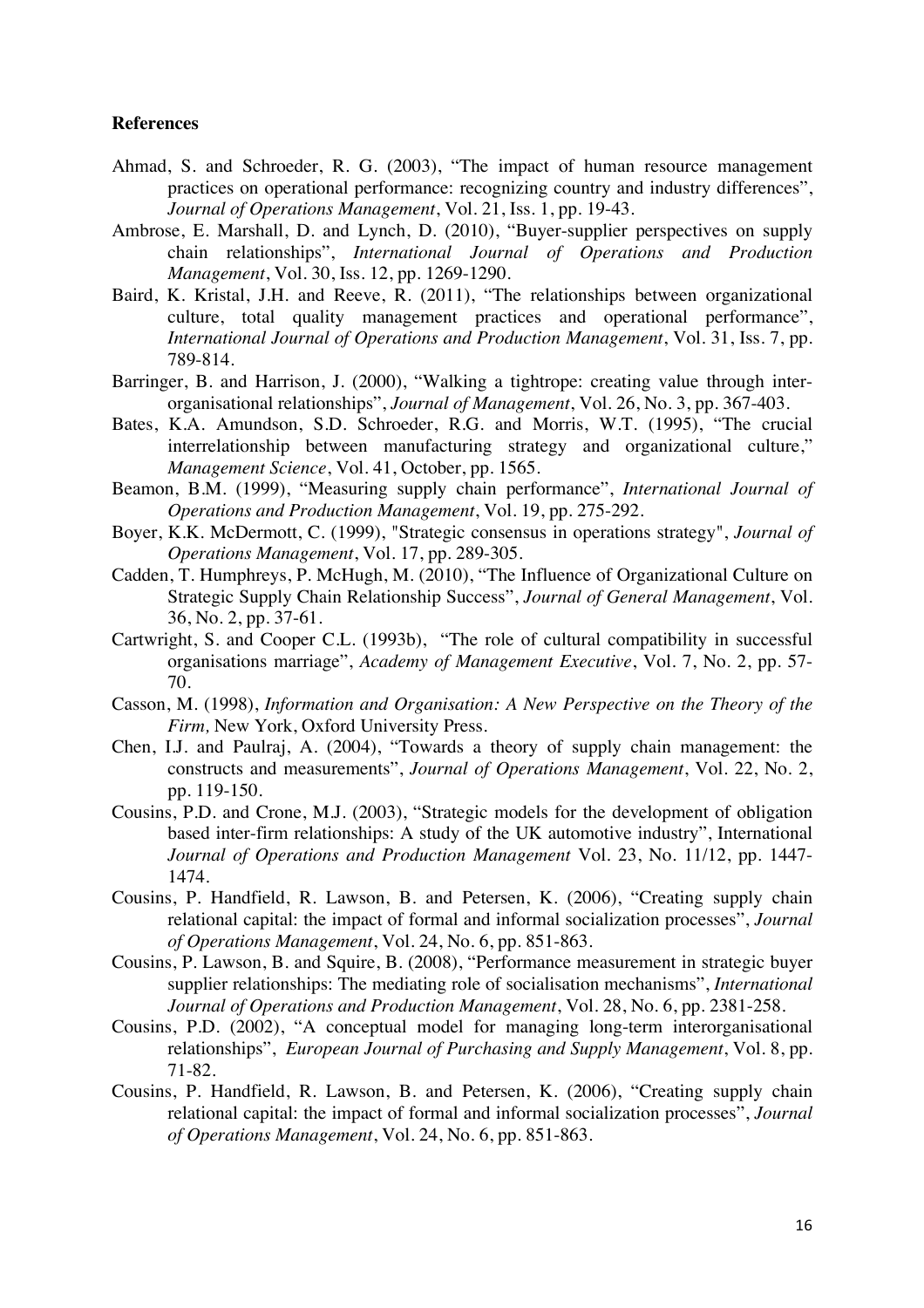**References**

Ahmad, S. and Schroeder, R. G. (2003), "The impact of human resource management practices on operational performance: recognizing country and industry differences", *Journal of Operations Management*, Vol. 21, Iss. 1, pp. 19-43.

Ambrose, E. Marshall, D. and Lynch, D. (2010), "Buyer-supplier perspectives on supply chain relationships", *International Journal of Operations and Production Management*, Vol. 30, Iss. 12, pp. 1269-1290.

Baird, K. Kristal, J.H. and Reeve, R. (2011), "The relationships between organizational culture, total quality management practices and operational performance", *International Journal of Operations and Production Management*, Vol. 31, Iss. 7, pp. 789-814.

Barringer, B. and Harrison, J. (2000), "Walking a tightrope: creating value through inter-organisational relationships", *Journal of Management*, Vol. 26, No. 3, pp. 367-403.

Bates, K.A. Amundson, S.D. Schroeder, R.G. and Morris, W.T. (1995), "The crucial interrelationship between manufacturing strategy and organizational culture," *Management Science*, Vol. 41, October, pp. 1565.

Beamon, B.M. (1999), "Measuring supply chain performance", *International Journal of Operations and Production Management*, Vol. 19, pp. 275-292.

Boyer, K.K. McDermott, C. (1999), "Strategic consensus in operations strategy", *Journal of Operations Management*, Vol. 17, pp. 289-305.

Cadden, T. Humphreys, P. McHugh, M. (2010), "The Influence of Organizational Culture on Strategic Supply Chain Relationship Success", *Journal of General Management*, Vol. 36, No. 2, pp. 37-61.

Cartwright, S. and Cooper C.L. (1993b), "The role of cultural compatibility in successful organisations marriage", *Academy of Management Executive*, Vol. 7, No. 2, pp. 57-70.

Casson, M. (1998), *Information and Organisation: A New Perspective on the Theory of the Firm,* New York, Oxford University Press.

Chen, I.J. and Paulraj, A. (2004), "Towards a theory of supply chain management: the constructs and measurements", *Journal of Operations Management*, Vol. 22, No. 2, pp. 119-150.

Cousins, P.D. and Crone, M.J. (2003), "Strategic models for the development of obligation based inter-firm relationships: A study of the UK automotive industry", International *Journal of Operations and Production Management* Vol. 23, No. 11/12, pp. 1447-1474.

Cousins, P. Handfield, R. Lawson, B. and Petersen, K. (2006), "Creating supply chain relational capital: the impact of formal and informal socialization processes", *Journal of Operations Management*, Vol. 24, No. 6, pp. 851-863.

Cousins, P. Lawson, B. and Squire, B. (2008), "Performance measurement in strategic buyer supplier relationships: The mediating role of socialisation mechanisms", *International Journal of Operations and Production Management*, Vol. 28, No. 6, pp. 2381-258.

Cousins, P.D. (2002), "A conceptual model for managing long-term interorganisational relationships", *European Journal of Purchasing and Supply Management*, Vol. 8, pp. 71-82.

Cousins, P. Handfield, R. Lawson, B. and Petersen, K. (2006), "Creating supply chain relational capital: the impact of formal and informal socialization processes", *Journal of Operations Management*, Vol. 24, No. 6, pp. 851-863.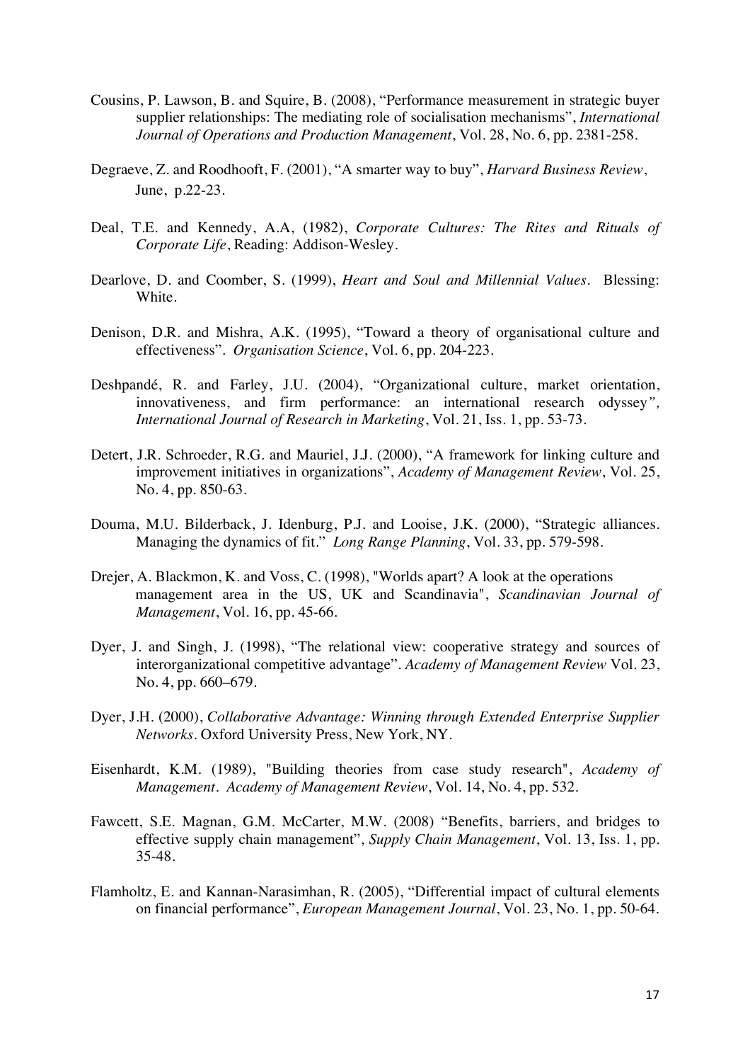Cousins, P. Lawson, B. and Squire, B. (2008), "Performance measurement in strategic buyer supplier relationships: The mediating role of socialisation mechanisms", *International Journal of Operations and Production Management*, Vol. 28, No. 6, pp. 2381-258.

Degraeve, Z. and Roodhooft, F. (2001), "A smarter way to buy", *Harvard Business Review*, June, p.22-23.

Deal, T.E. and Kennedy, A.A, (1982), *Corporate Cultures: The Rites and Rituals of Corporate Life*, Reading: Addison-Wesley.

Dearlove, D. and Coomber, S. (1999), *Heart and Soul and Millennial Values*. Blessing: White.

Denison, D.R. and Mishra, A.K. (1995), "Toward a theory of organisational culture and effectiveness". *Organisation Science*, Vol. 6, pp. 204-223.

Deshpandé, R. and Farley, J.U. (2004), "Organizational culture, market orientation, innovativeness, and firm performance: an international research odyssey*", International Journal of Research in Marketing*, Vol. 21, Iss. 1, pp. 53-73.

Detert, J.R. Schroeder, R.G. and Mauriel, J.J. (2000), "A framework for linking culture and improvement initiatives in organizations", *Academy of Management Review*, Vol. 25, No. 4, pp. 850-63.

Douma, M.U. Bilderback, J. Idenburg, P.J. and Looise, J.K. (2000), "Strategic alliances. Managing the dynamics of fit." *Long Range Planning*, Vol. 33, pp. 579-598.

Drejer, A. Blackmon, K. and Voss, C. (1998), "Worlds apart? A look at the operations management area in the US, UK and Scandinavia", *Scandinavian Journal of Management*, Vol. 16, pp. 45-66.

Dyer, J. and Singh, J. (1998), "The relational view: cooperative strategy and sources of interorganizational competitive advantage". *Academy of Management Review* Vol. 23, No. 4, pp. 660–679.

Dyer, J.H. (2000), *Collaborative Advantage: Winning through Extended Enterprise Supplier Networks*. Oxford University Press, New York, NY.

Eisenhardt, K.M. (1989), "Building theories from case study research", *Academy of Management. Academy of Management Review*, Vol. 14, No. 4, pp. 532.

Fawcett, S.E. Magnan, G.M. McCarter, M.W. (2008) "Benefits, barriers, and bridges to effective supply chain management", *Supply Chain Management*, Vol. 13, Iss. 1, pp. 35-48.

Flamholtz, E. and Kannan-Narasimhan, R. (2005), "Differential impact of cultural elements on financial performance", *European Management Journal*, Vol. 23, No. 1, pp. 50-64.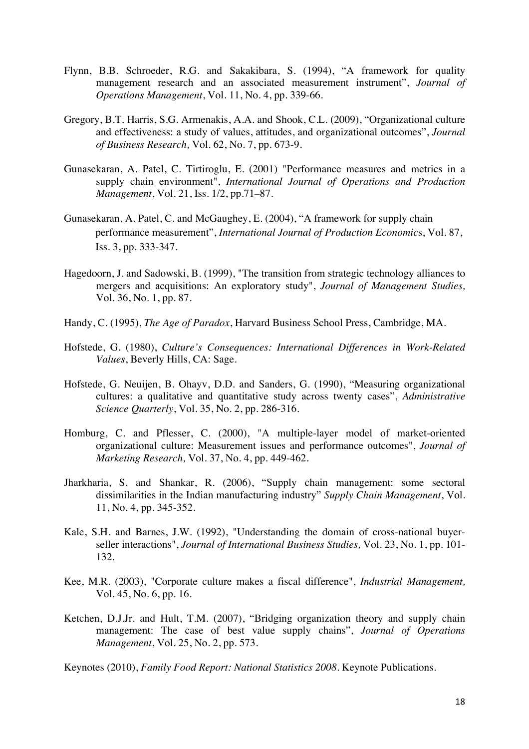Flynn, B.B. Schroeder, R.G. and Sakakibara, S. (1994), "A framework for quality management research and an associated measurement instrument", *Journal of Operations Management*, Vol. 11, No. 4, pp. 339-66.

Gregory, B.T. Harris, S.G. Armenakis, A.A. and Shook, C.L. (2009), "Organizational culture and effectiveness: a study of values, attitudes, and organizational outcomes", *Journal of Business Research,* Vol. 62, No. 7, pp. 673-9.

Gunasekaran, A. Patel, C. Tirtiroglu, E. (2001) "Performance measures and metrics in a supply chain environment", *International Journal of Operations and Production Management*, Vol. 21, Iss. 1/2, pp.71–87.

Gunasekaran, A. Patel, C. and McGaughey, E. (2004), "A framework for supply chain performance measurement", *International Journal of Production Economics*, Vol. 87, Iss. 3, pp. 333-347.

Hagedoorn, J. and Sadowski, B. (1999), "The transition from strategic technology alliances to mergers and acquisitions: An exploratory study", *Journal of Management Studies,* Vol. 36, No. 1, pp. 87.

Handy, C. (1995), *The Age of Paradox*, Harvard Business School Press, Cambridge, MA.

Hofstede, G. (1980), *Culture's Consequences: International Differences in Work-Related Values*, Beverly Hills, CA: Sage.

Hofstede, G. Neuijen, B. Ohayv, D.D. and Sanders, G. (1990), "Measuring organizational cultures: a qualitative and quantitative study across twenty cases", *Administrative Science Quarterly*, Vol. 35, No. 2, pp. 286-316.

Homburg, C. and Pflesser, C. (2000), "A multiple-layer model of market-oriented organizational culture: Measurement issues and performance outcomes", *Journal of Marketing Research,* Vol. 37, No. 4, pp. 449-462.

Jharkharia, S. and Shankar, R. (2006), "Supply chain management: some sectoral dissimilarities in the Indian manufacturing industry" *Supply Chain Management*, Vol. 11, No. 4, pp. 345-352.

Kale, S.H. and Barnes, J.W. (1992), "Understanding the domain of cross-national buyer-seller interactions", *Journal of International Business Studies,* Vol. 23, No. 1, pp. 101-132.

Kee, M.R. (2003), "Corporate culture makes a fiscal difference", *Industrial Management,* Vol. 45, No. 6, pp. 16.

Ketchen, D.J.Jr. and Hult, T.M. (2007), "Bridging organization theory and supply chain management: The case of best value supply chains", *Journal of Operations Management*, Vol. 25, No. 2, pp. 573.

Keynotes (2010), *Family Food Report: National Statistics 2008*. Keynote Publications.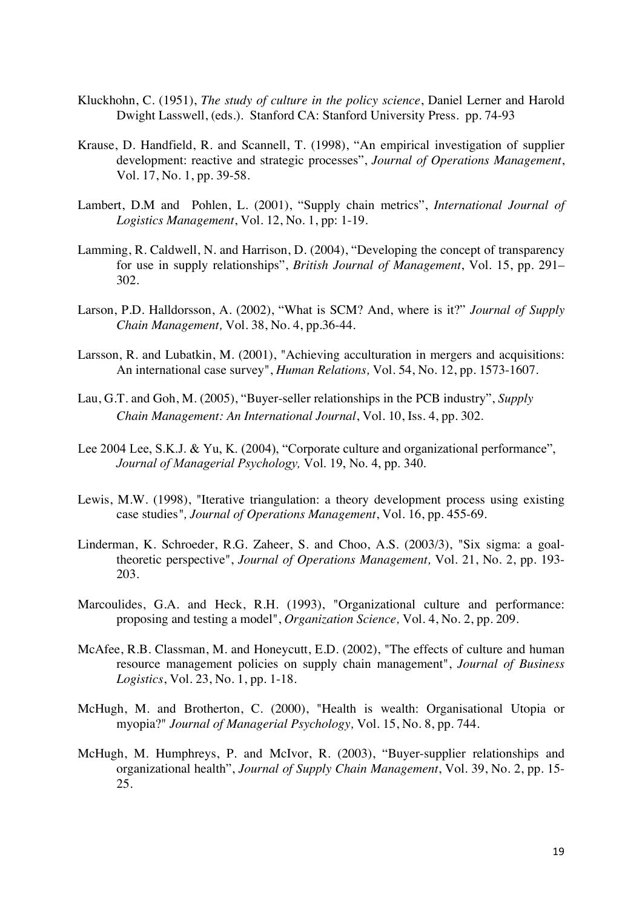Kluckhohn, C. (1951), *The study of culture in the policy science*, Daniel Lerner and Harold Dwight Lasswell, (eds.). Stanford CA: Stanford University Press. pp. 74-93

Krause, D. Handfield, R. and Scannell, T. (1998), "An empirical investigation of supplier development: reactive and strategic processes", *Journal of Operations Management*, Vol. 17, No. 1, pp. 39-58.

Lambert, D.M and Pohlen, L. (2001), "Supply chain metrics", *International Journal of Logistics Management*, Vol. 12, No. 1, pp: 1-19.

Lamming, R. Caldwell, N. and Harrison, D. (2004), "Developing the concept of transparency for use in supply relationships", *British Journal of Management*, Vol. 15, pp. 291–302.

Larson, P.D. Halldorsson, A. (2002), "What is SCM? And, where is it?" *Journal of Supply Chain Management,* Vol. 38, No. 4, pp.36-44.

Larsson, R. and Lubatkin, M. (2001), "Achieving acculturation in mergers and acquisitions: An international case survey", *Human Relations,* Vol. 54, No. 12, pp. 1573-1607.

Lau, G.T. and Goh, M. (2005), "Buyer-seller relationships in the PCB industry", *Supply Chain Management: An International Journal*, Vol. 10, Iss. 4, pp. 302.

Lee 2004 Lee, S.K.J. & Yu, K. (2004), "Corporate culture and organizational performance", *Journal of Managerial Psychology,* Vol. 19, No. 4, pp. 340.

Lewis, M.W. (1998), "Iterative triangulation: a theory development process using existing case studies", *Journal of Operations Management*, Vol. 16, pp. 455-69.

Linderman, K. Schroeder, R.G. Zaheer, S. and Choo, A.S. (2003/3), "Six sigma: a goal-theoretic perspective", *Journal of Operations Management,* Vol. 21, No. 2, pp. 193-203.

Marcoulides, G.A. and Heck, R.H. (1993), "Organizational culture and performance: proposing and testing a model", *Organization Science,* Vol. 4, No. 2, pp. 209.

McAfee, R.B. Classman, M. and Honeycutt, E.D. (2002), "The effects of culture and human resource management policies on supply chain management", *Journal of Business Logistics*, Vol. 23, No. 1, pp. 1-18.

McHugh, M. and Brotherton, C. (2000), "Health is wealth: Organisational Utopia or myopia?" *Journal of Managerial Psychology,* Vol. 15, No. 8, pp. 744.

McHugh, M. Humphreys, P. and McIvor, R. (2003), "Buyer-supplier relationships and organizational health", *Journal of Supply Chain Management*, Vol. 39, No. 2, pp. 15-25.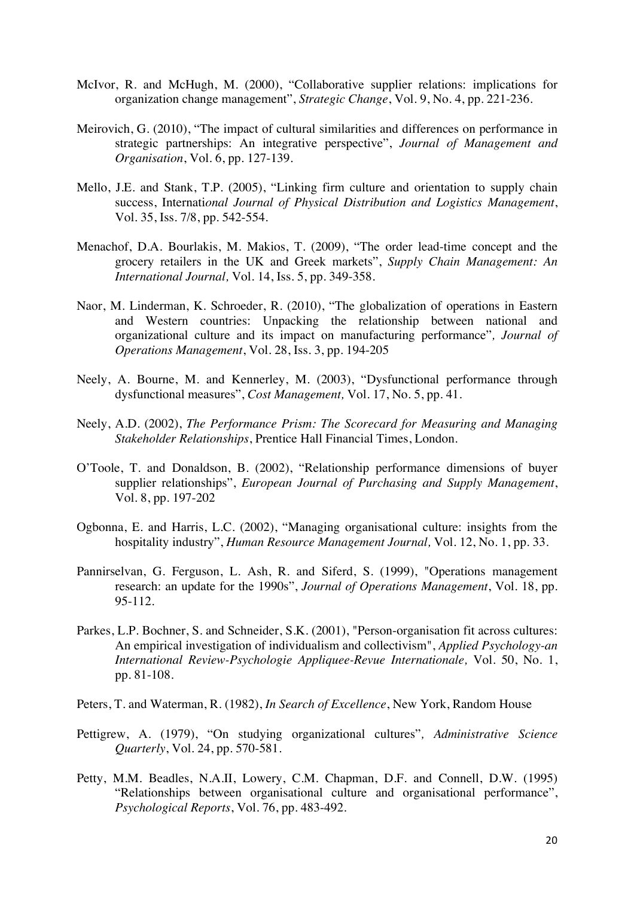McIvor, R. and McHugh, M. (2000), "Collaborative supplier relations: implications for organization change management", *Strategic Change*, Vol. 9, No. 4, pp. 221-236.

Meirovich, G. (2010), "The impact of cultural similarities and differences on performance in strategic partnerships: An integrative perspective", *Journal of Management and Organisation*, Vol. 6, pp. 127-139.

Mello, J.E. and Stank, T.P. (2005), "Linking firm culture and orientation to supply chain success, Internati*onal Journal of Physical Distribution and Logistics Management*, Vol. 35, Iss. 7/8, pp. 542-554.

Menachof, D.A. Bourlakis, M. Makios, T. (2009), "The order lead-time concept and the grocery retailers in the UK and Greek markets", *Supply Chain Management: An International Journal,* Vol. 14, Iss. 5, pp. 349-358.

Naor, M. Linderman, K. Schroeder, R. (2010), "The globalization of operations in Eastern and Western countries: Unpacking the relationship between national and organizational culture and its impact on manufacturing performance"*, Journal of Operations Management*, Vol. 28, Iss. 3, pp. 194-205

Neely, A. Bourne, M. and Kennerley, M. (2003), "Dysfunctional performance through dysfunctional measures", *Cost Management,* Vol. 17, No. 5, pp. 41.

Neely, A.D. (2002), *The Performance Prism: The Scorecard for Measuring and Managing Stakeholder Relationships*, Prentice Hall Financial Times, London.

O'Toole, T. and Donaldson, B. (2002), "Relationship performance dimensions of buyer supplier relationships", *European Journal of Purchasing and Supply Management*, Vol. 8, pp. 197-202

Ogbonna, E. and Harris, L.C. (2002), "Managing organisational culture: insights from the hospitality industry", *Human Resource Management Journal,* Vol. 12, No. 1, pp. 33.

Pannirselvan, G. Ferguson, L. Ash, R. and Siferd, S. (1999), "Operations management research: an update for the 1990s", *Journal of Operations Management*, Vol. 18, pp. 95-112.

Parkes, L.P. Bochner, S. and Schneider, S.K. (2001), "Person-organisation fit across cultures: An empirical investigation of individualism and collectivism", *Applied Psychology-an International Review-Psychologie Appliquee-Revue Internationale,* Vol. 50, No. 1, pp. 81-108.

Peters, T. and Waterman, R. (1982), *In Search of Excellence*, New York, Random House

Pettigrew, A. (1979), "On studying organizational cultures"*, Administrative Science Quarterly*, Vol. 24, pp. 570-581.

Petty, M.M. Beadles, N.A.II, Lowery, C.M. Chapman, D.F. and Connell, D.W. (1995) "Relationships between organisational culture and organisational performance", *Psychological Reports*, Vol. 76, pp. 483-492.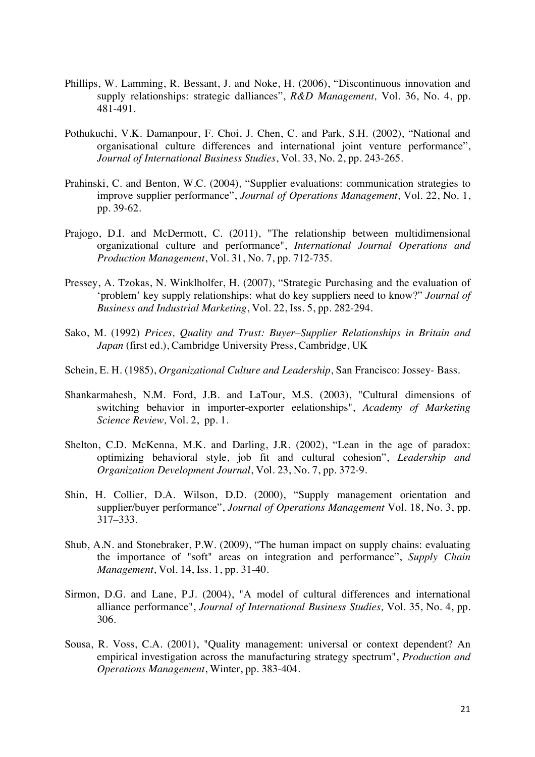Phillips, W. Lamming, R. Bessant, J. and Noke, H. (2006), "Discontinuous innovation and supply relationships: strategic dalliances", *R&D Management,* Vol. 36, No. 4, pp. 481-491.

Pothukuchi, V.K. Damanpour, F. Choi, J. Chen, C. and Park, S.H. (2002), "National and organisational culture differences and international joint venture performance", *Journal of International Business Studies*, Vol. 33, No. 2, pp. 243-265.

Prahinski, C. and Benton, W.C. (2004), "Supplier evaluations: communication strategies to improve supplier performance", *Journal of Operations Management*, Vol. 22, No. 1, pp. 39-62.

Prajogo, D.I. and McDermott, C. (2011), "The relationship between multidimensional organizational culture and performance", *International Journal Operations and Production Management*, Vol. 31, No. 7, pp. 712-735.

Pressey, A. Tzokas, N. Winklholfer, H. (2007), "Strategic Purchasing and the evaluation of 'problem' key supply relationships: what do key suppliers need to know?" *Journal of Business and Industrial Marketing*, Vol. 22, Iss. 5, pp. 282-294.

Sako, M. (1992) *Prices, Quality and Trust: Buyer–Supplier Relationships in Britain and Japan* (first ed.), Cambridge University Press, Cambridge, UK

Schein, E. H. (1985), *Organizational Culture and Leadership*, San Francisco: Jossey- Bass.

Shankarmahesh, N.M. Ford, J.B. and LaTour, M.S. (2003), "Cultural dimensions of switching behavior in importer-exporter eelationships", *Academy of Marketing Science Review,* Vol. 2, pp. 1.

Shelton, C.D. McKenna, M.K. and Darling, J.R. (2002), "Lean in the age of paradox: optimizing behavioral style, job fit and cultural cohesion", *Leadership and Organization Development Journal*, Vol. 23, No. 7, pp. 372-9.

Shin, H. Collier, D.A. Wilson, D.D. (2000), "Supply management orientation and supplier/buyer performance", *Journal of Operations Management* Vol. 18, No. 3, pp. 317–333.

Shub, A.N. and Stonebraker, P.W. (2009), "The human impact on supply chains: evaluating the importance of "soft" areas on integration and performance", *Supply Chain Management*, Vol. 14, Iss. 1, pp. 31-40.

Sirmon, D.G. and Lane, P.J. (2004), "A model of cultural differences and international alliance performance", *Journal of International Business Studies,* Vol. 35, No. 4, pp. 306.

Sousa, R. Voss, C.A. (2001), "Quality management: universal or context dependent? An empirical investigation across the manufacturing strategy spectrum", *Production and Operations Management*, Winter, pp. 383-404.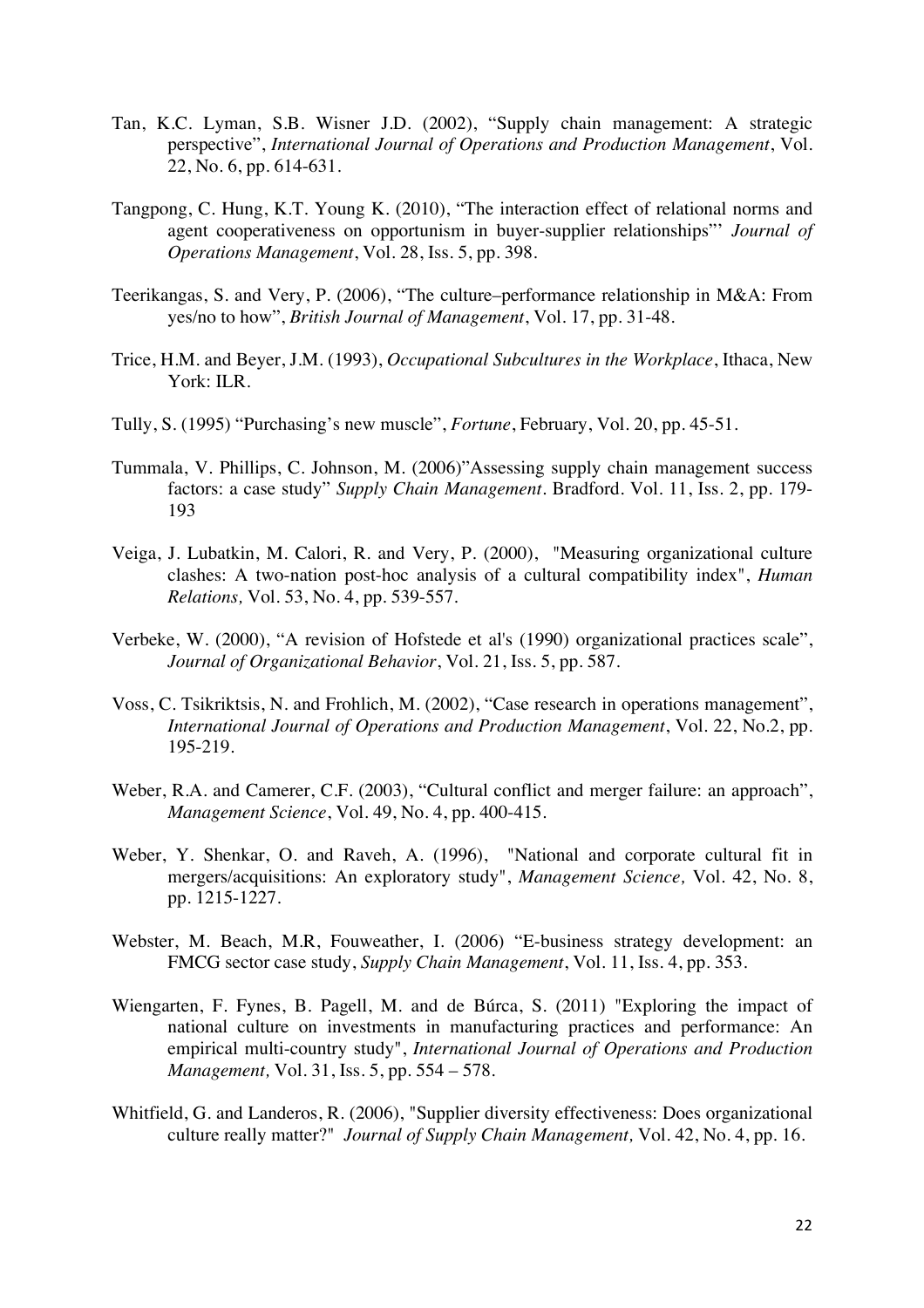Tan, K.C. Lyman, S.B. Wisner J.D. (2002), "Supply chain management: A strategic perspective", *International Journal of Operations and Production Management*, Vol. 22, No. 6, pp. 614-631.

Tangpong, C. Hung, K.T. Young K. (2010), "The interaction effect of relational norms and agent cooperativeness on opportunism in buyer-supplier relationships"' *Journal of Operations Management*, Vol. 28, Iss. 5, pp. 398.

Teerikangas, S. and Very, P. (2006), "The culture–performance relationship in M&A: From yes/no to how", *British Journal of Management*, Vol. 17, pp. 31-48.

Trice, H.M. and Beyer, J.M. (1993), *Occupational Subcultures in the Workplace*, Ithaca, New York: ILR.

Tully, S. (1995) "Purchasing's new muscle", *Fortune*, February, Vol. 20, pp. 45-51.

Tummala, V. Phillips, C. Johnson, M. (2006)"Assessing supply chain management success factors: a case study" *Supply Chain Management*. Bradford. Vol. 11, Iss. 2, pp. 179-193

Veiga, J. Lubatkin, M. Calori, R. and Very, P. (2000), "Measuring organizational culture clashes: A two-nation post-hoc analysis of a cultural compatibility index", *Human Relations,* Vol. 53, No. 4, pp. 539-557.

Verbeke, W. (2000), "A revision of Hofstede et al's (1990) organizational practices scale", *Journal of Organizational Behavior*, Vol. 21, Iss. 5, pp. 587.

Voss, C. Tsikriktsis, N. and Frohlich, M. (2002), "Case research in operations management", *International Journal of Operations and Production Management*, Vol. 22, No.2, pp. 195-219.

Weber, R.A. and Camerer, C.F. (2003), "Cultural conflict and merger failure: an approach", *Management Science*, Vol. 49, No. 4, pp. 400-415.

Weber, Y. Shenkar, O. and Raveh, A. (1996), "National and corporate cultural fit in mergers/acquisitions: An exploratory study", *Management Science,* Vol. 42, No. 8, pp. 1215-1227.

Webster, M. Beach, M.R, Fouweather, I. (2006) "E-business strategy development: an FMCG sector case study, *Supply Chain Management*, Vol. 11, Iss. 4, pp. 353.

Wiengarten, F. Fynes, B. Pagell, M. and de Búrca, S. (2011) "Exploring the impact of national culture on investments in manufacturing practices and performance: An empirical multi-country study", *International Journal of Operations and Production Management,* Vol. 31, Iss. 5, pp. 554 – 578.

Whitfield, G. and Landeros, R. (2006), "Supplier diversity effectiveness: Does organizational culture really matter?" *Journal of Supply Chain Management,* Vol. 42, No. 4, pp. 16.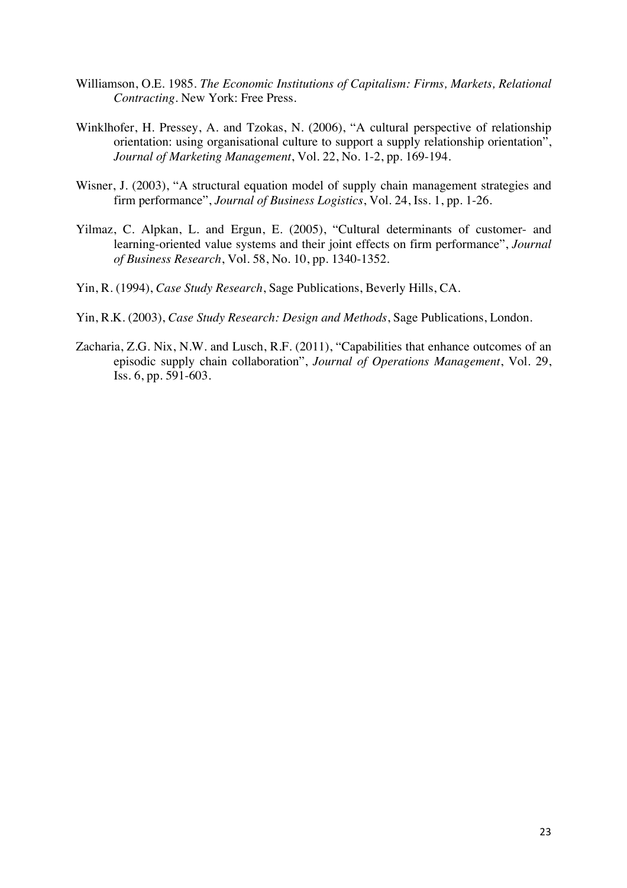Williamson, O.E. 1985. *The Economic Institutions of Capitalism: Firms, Markets, Relational Contracting*. New York: Free Press.

Winklhofer, H. Pressey, A. and Tzokas, N. (2006), "A cultural perspective of relationship orientation: using organisational culture to support a supply relationship orientation", *Journal of Marketing Management*, Vol. 22, No. 1-2, pp. 169-194.

Wisner, J. (2003), "A structural equation model of supply chain management strategies and firm performance", *Journal of Business Logistics*, Vol. 24, Iss. 1, pp. 1-26.

Yilmaz, C. Alpkan, L. and Ergun, E. (2005), "Cultural determinants of customer- and learning-oriented value systems and their joint effects on firm performance", *Journal of Business Research*, Vol. 58, No. 10, pp. 1340-1352.

Yin, R. (1994), *Case Study Research*, Sage Publications, Beverly Hills, CA.

Yin, R.K. (2003), *Case Study Research: Design and Methods*, Sage Publications, London.

Zacharia, Z.G. Nix, N.W. and Lusch, R.F. (2011), "Capabilities that enhance outcomes of an episodic supply chain collaboration", *Journal of Operations Management*, Vol. 29, Iss. 6, pp. 591-603.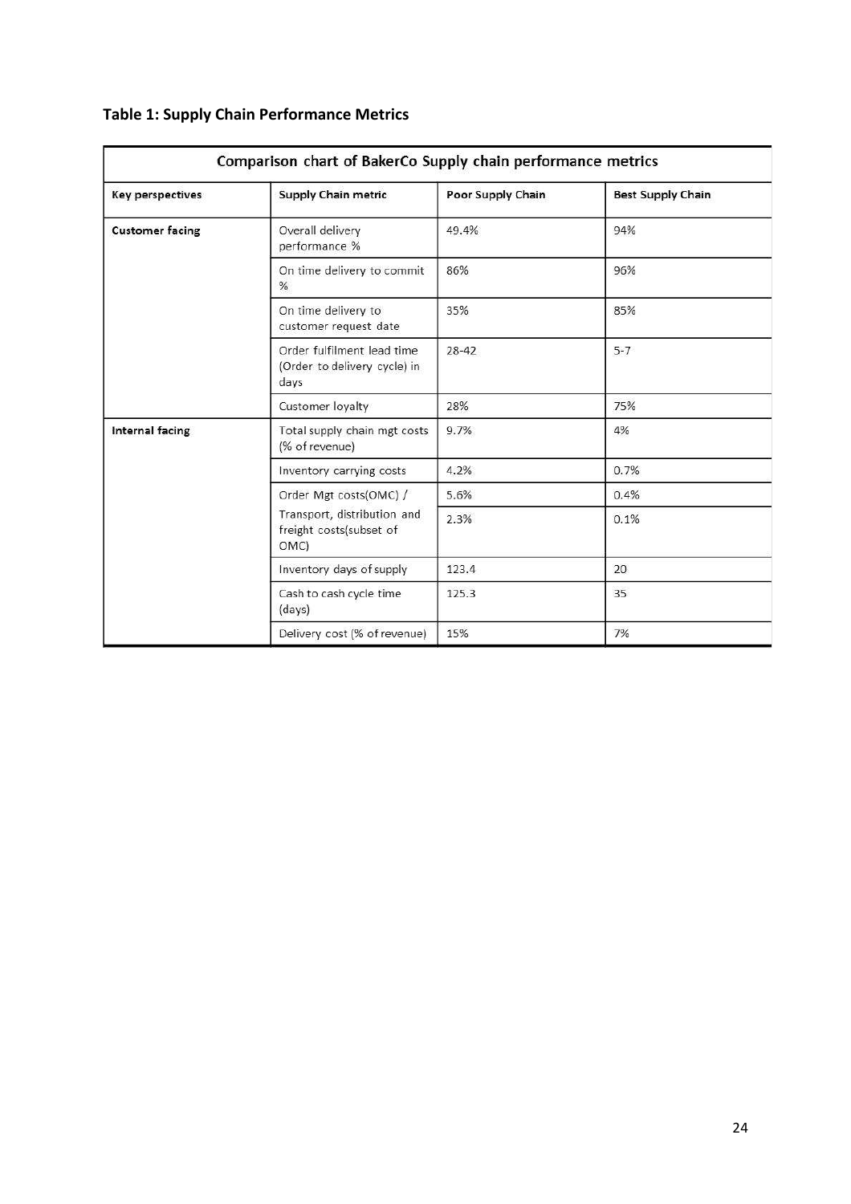**Table 1: Supply Chain Performance Metrics**

| Comparison chart of BakerCo Supply chain performance metrics | | | |
|---|---|---|---|
| **Key perspectives** | **Supply Chain metric** | **Poor Supply Chain** | **Best Supply Chain** |
| **Customer facing** | Overall delivery performance % | 49.4% | 94% |
| | On time delivery to commit % | 86% | 96% |
| | On time delivery to customer request date | 35% | 85% |
| | Order fulfilment lead time (Order to delivery cycle) in days | 28-42 | 5-7 |
| | Customer loyalty | 28% | 75% |
| **Internal facing** | Total supply chain mgt costs (% of revenue) | 9.7% | 4% |
| | Inventory carrying costs | 4.2% | 0.7% |
| | Order Mgt costs(OMC) / | 5.6% | 0.4% |
| | Transport, distribution and freight costs(subset of OMC) | 2.3% | 0.1% |
| | Inventory days of supply | 123.4 | 20 |
| | Cash to cash cycle time (days) | 125.3 | 35 |
| | Delivery cost (% of revenue) | 15% | 7% |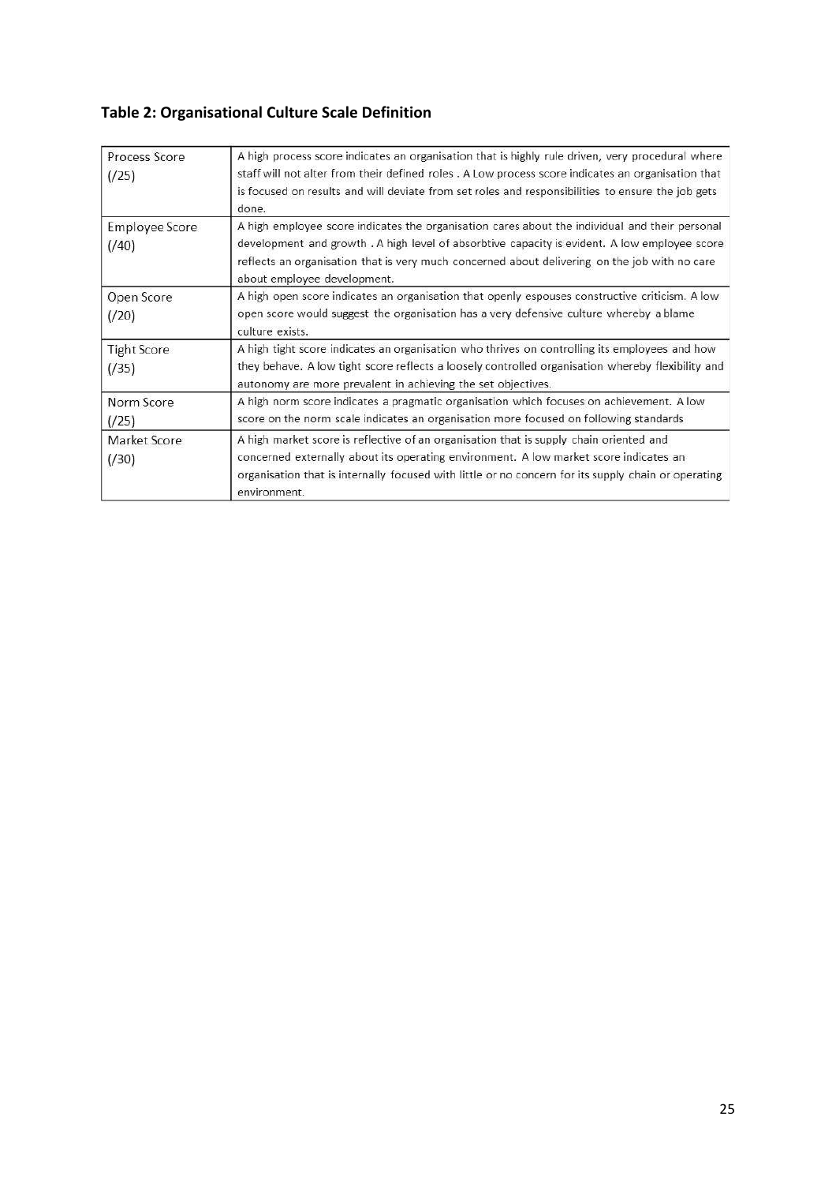**Table 2: Organisational Culture Scale Definition**

| Scale | Definition |
|---|---|
| Process Score (/25) | A high process score indicates an organisation that is highly rule driven, very procedural where staff will not alter from their defined roles . A Low process score indicates an organisation that is focused on results and will deviate from set roles and responsibilities to ensure the job gets done. |
| Employee Score (/40) | A high employee score indicates the organisation cares about the individual and their personal development and growth . A high level of absorbtive capacity is evident. A low employee score reflects an organisation that is very much concerned about delivering on the job with no care about employee development. |
| Open Score (/20) | A high open score indicates an organisation that openly espouses constructive criticism. A low open score would suggest the organisation has a very defensive culture whereby a blame culture exists. |
| Tight Score (/35) | A high tight score indicates an organisation who thrives on controlling its employees and how they behave. A low tight score reflects a loosely controlled organisation whereby flexibility and autonomy are more prevalent in achieving the set objectives. |
| Norm Score (/25) | A high norm score indicates a pragmatic organisation which focuses on achievement. A low score on the norm scale indicates an organisation more focused on following standards |
| Market Score (/30) | A high market score is reflective of an organisation that is supply chain oriented and concerned externally about its operating environment. A low market score indicates an organisation that is internally focused with little or no concern for its supply chain or operating environment. |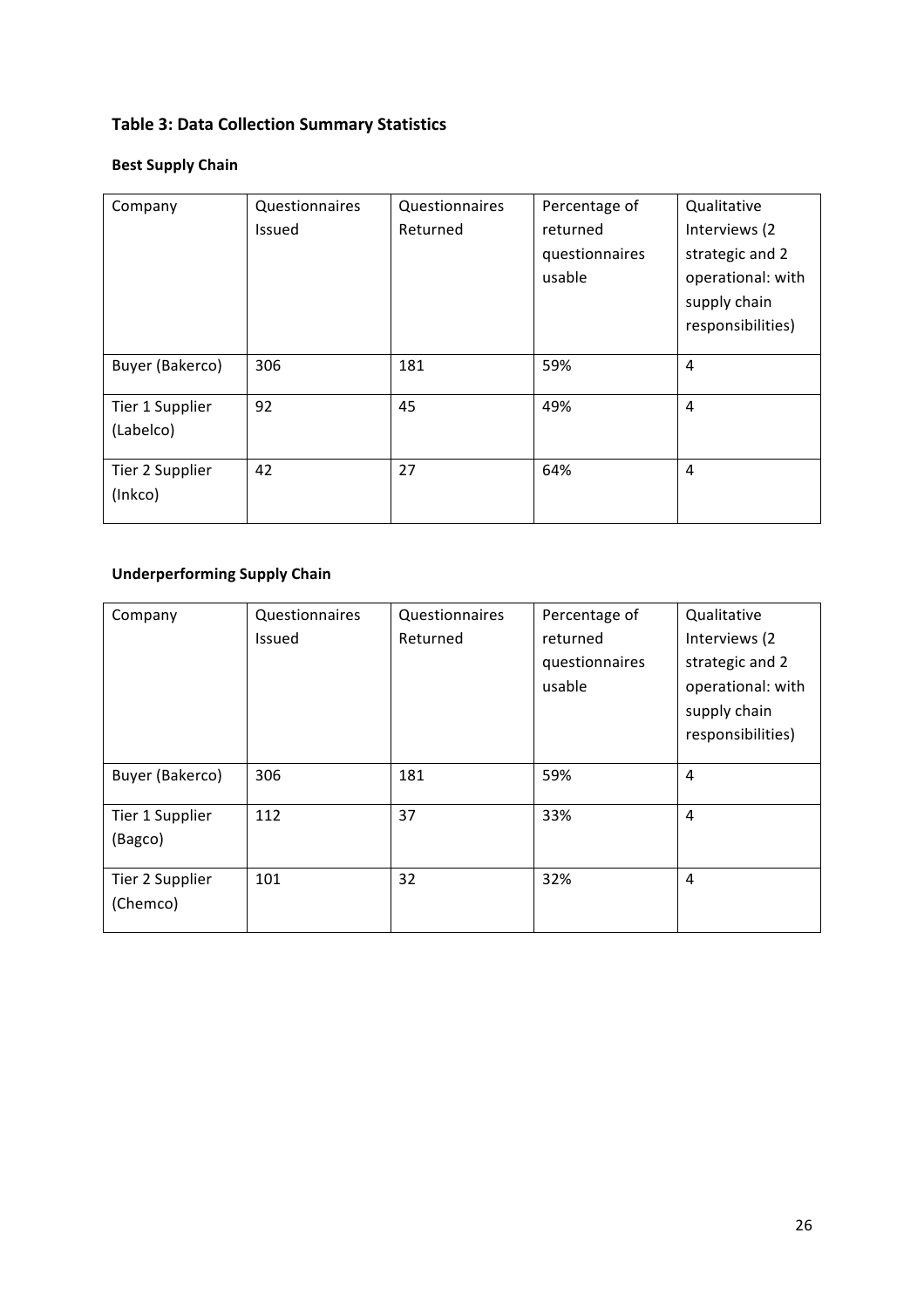### Table 3: Data Collection Summary Statistics

**Best Supply Chain**

| Company | Questionnaires Issued | Questionnaires Returned | Percentage of returned questionnaires usable | Qualitative Interviews (2 strategic and 2 operational: with supply chain responsibilities) |
|---|---|---|---|---|
| Buyer (Bakerco) | 306 | 181 | 59% | 4 |
| Tier 1 Supplier (Labelco) | 92 | 45 | 49% | 4 |
| Tier 2 Supplier (Inkco) | 42 | 27 | 64% | 4 |

**Underperforming Supply Chain**

| Company | Questionnaires Issued | Questionnaires Returned | Percentage of returned questionnaires usable | Qualitative Interviews (2 strategic and 2 operational: with supply chain responsibilities) |
|---|---|---|---|---|
| Buyer (Bakerco) | 306 | 181 | 59% | 4 |
| Tier 1 Supplier (Bagco) | 112 | 37 | 33% | 4 |
| Tier 2 Supplier (Chemco) | 101 | 32 | 32% | 4 |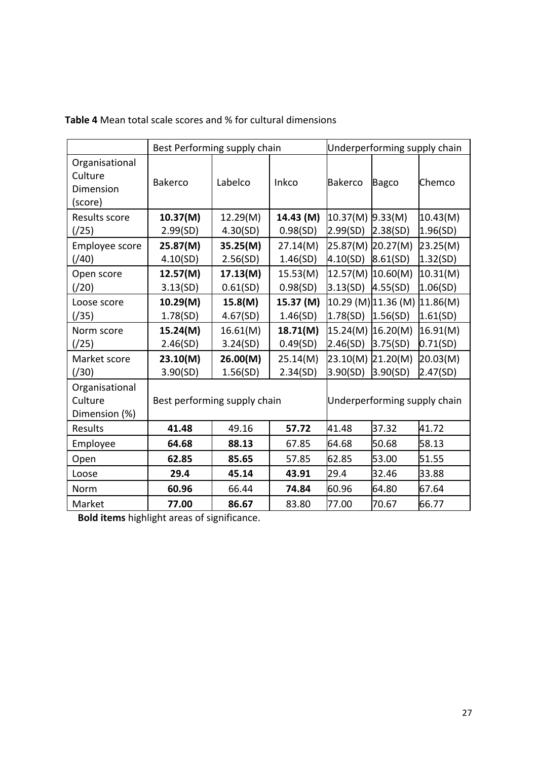**Table 4** Mean total scale scores and % for cultural dimensions

| | Best Performing supply chain | | | Underperforming supply chain | | |
|---|---|---|---|---|---|---|
| Organisational Culture Dimension (score) | Bakerco | Labelco | Inkco | Bakerco | Bagco | Chemco |
| Results score (/25) | **10.37(M) 2.99(SD)** | 12.29(M) 4.30(SD) | **14.43 (M) 0.98(SD)** | 10.37(M) 2.99(SD) | 9.33(M) 2.38(SD) | 10.43(M) 1.96(SD) |
| Employee score (/40) | **25.87(M) 4.10(SD)** | **35.25(M) 2.56(SD)** | 27.14(M) 1.46(SD) | 25.87(M) 4.10(SD) | 20.27(M) 8.61(SD) | 23.25(M) 1.32(SD) |
| Open score (/20) | **12.57(M) 3.13(SD)** | **17.13(M) 0.61(SD)** | 15.53(M) 0.98(SD) | 12.57(M) 3.13(SD) | 10.60(M) 4.55(SD) | 10.31(M) 1.06(SD) |
| Loose score (/35) | **10.29(M) 1.78(SD)** | **15.8(M) 4.67(SD)** | **15.37 (M) 1.46(SD)** | 10.29 (M) 1.78(SD) | 11.36 (M) 1.56(SD) | 11.86(M) 1.61(SD) |
| Norm score (/25) | **15.24(M) 2.46(SD)** | 16.61(M) 3.24(SD) | **18.71(M) 0.49(SD)** | 15.24(M) 2.46(SD) | 16.20(M) 3.75(SD) | 16.91(M) 0.71(SD) |
| Market score (/30) | **23.10(M) 3.90(SD)** | **26.00(M) 1.56(SD)** | 25.14(M) 2.34(SD) | 23.10(M) 3.90(SD) | 21.20(M) 3.90(SD) | 20.03(M) 2.47(SD) |
| Organisational Culture Dimension (%) | Best performing supply chain | | | Underperforming supply chain | | |
| Results | **41.48** | 49.16 | **57.72** | 41.48 | 37.32 | 41.72 |
| Employee | **64.68** | **88.13** | 67.85 | 64.68 | 50.68 | 58.13 |
| Open | **62.85** | **85.65** | 57.85 | 62.85 | 53.00 | 51.55 |
| Loose | **29.4** | **45.14** | **43.91** | 29.4 | 32.46 | 33.88 |
| Norm | **60.96** | 66.44 | **74.84** | 60.96 | 64.80 | 67.64 |
| Market | **77.00** | **86.67** | 83.80 | 77.00 | 70.67 | 66.77 |

**Bold items** highlight areas of significance.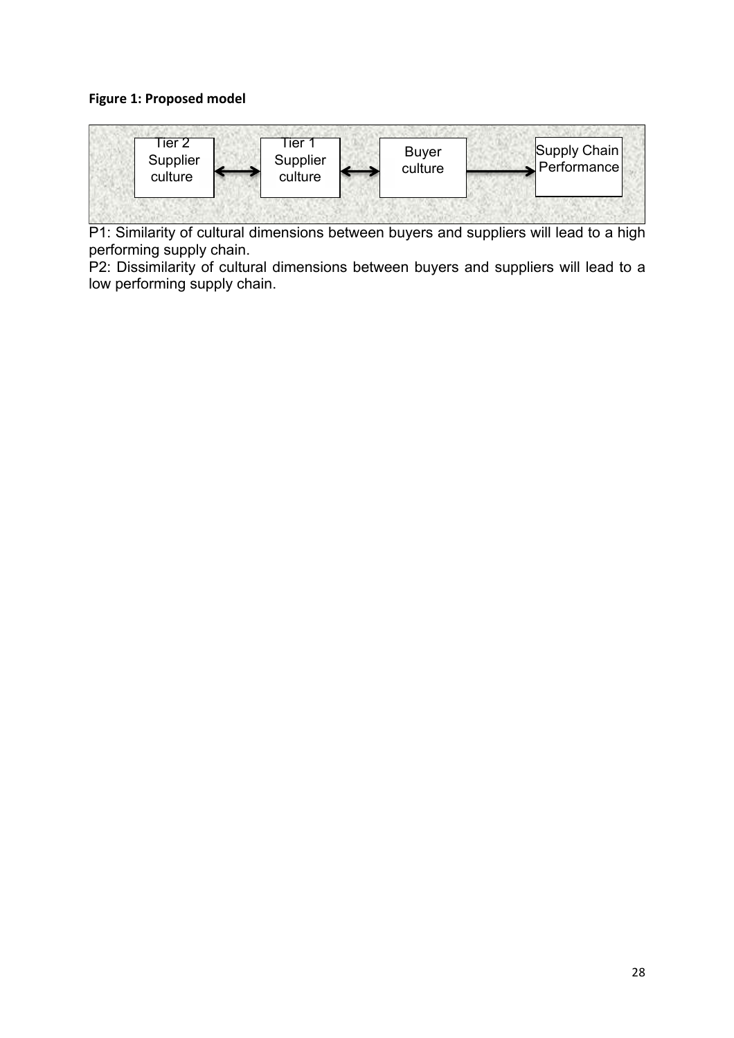**Figure 1: Proposed model**

Tier 2 Supplier culture ⟷ Tier 1 Supplier culture ⟷ Buyer culture ⟶ Supply Chain Performance

P1: Similarity of cultural dimensions between buyers and suppliers will lead to a high performing supply chain.

P2: Dissimilarity of cultural dimensions between buyers and suppliers will lead to a low performing supply chain.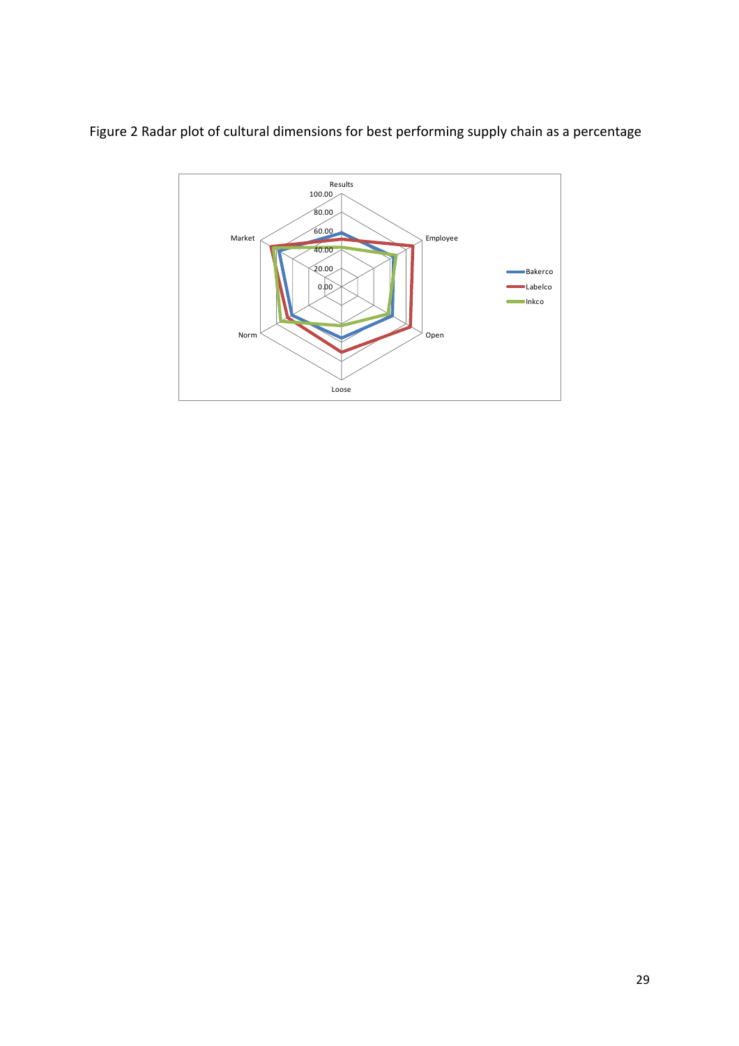Figure 2 Radar plot of cultural dimensions for best performing supply chain as a percentage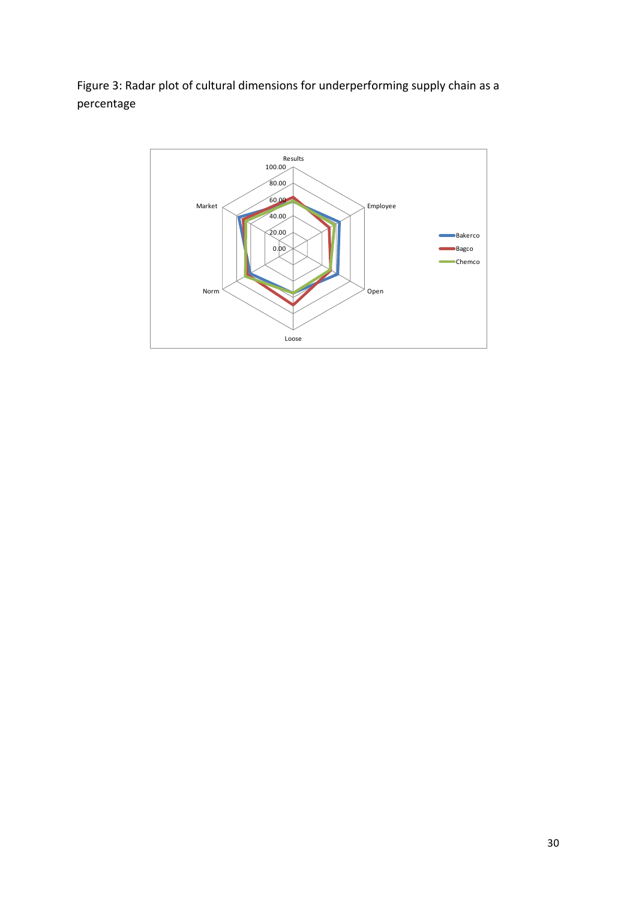Figure 3: Radar plot of cultural dimensions for underperforming supply chain as a percentage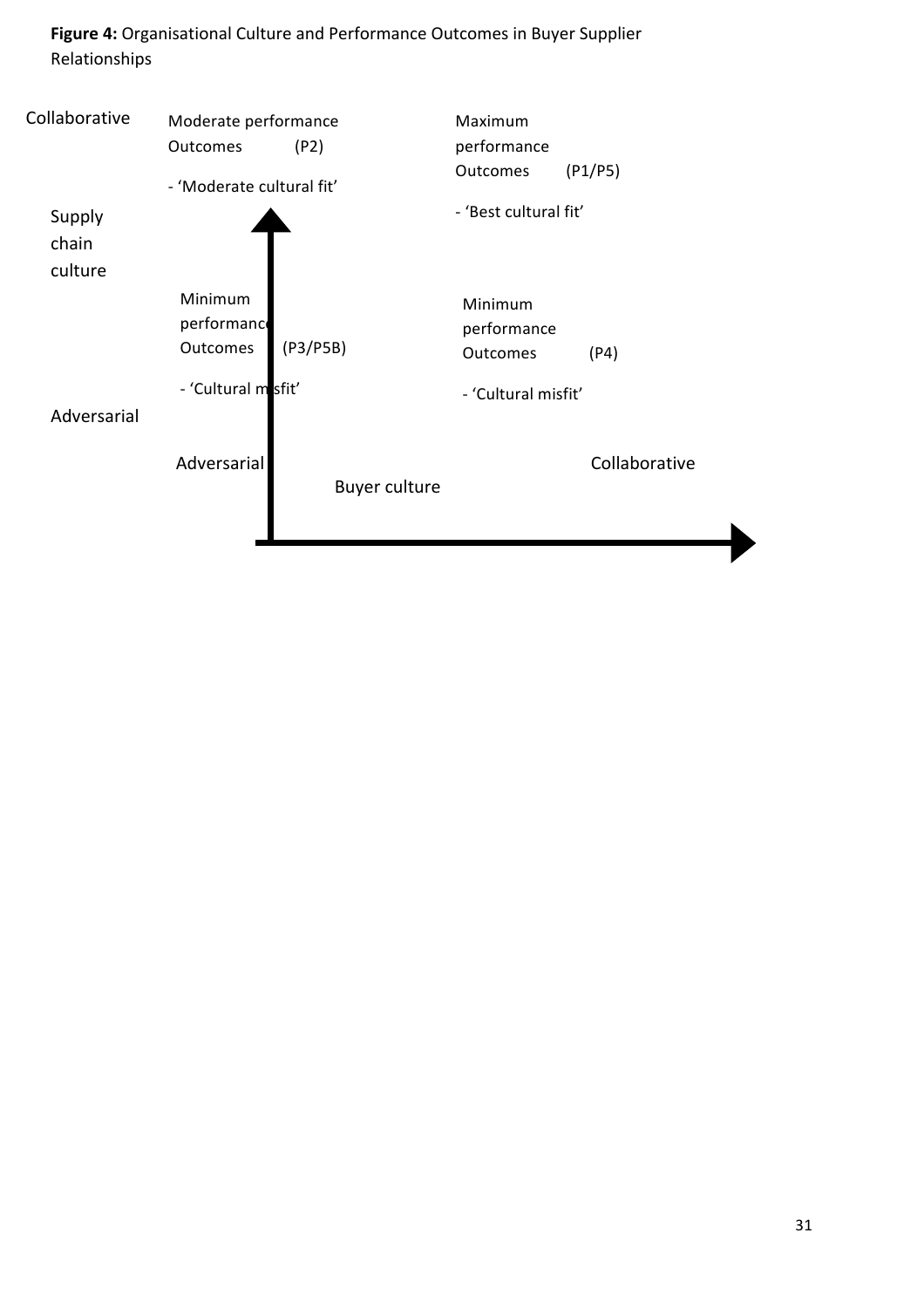**Figure 4:** Organisational Culture and Performance Outcomes in Buyer Supplier Relationships

| Supply chain culture | Adversarial (Buyer culture) | Collaborative (Buyer culture) |
|---|---|---|
| Collaborative | Moderate performance Outcomes (P2)<br>- 'Moderate cultural fit' | Maximum performance Outcomes (P1/P5)<br>- 'Best cultural fit' |
| Adversarial | Minimum performance Outcomes (P3/P5B)<br>- 'Cultural misfit' | Minimum performance Outcomes (P4)<br>- 'Cultural misfit' |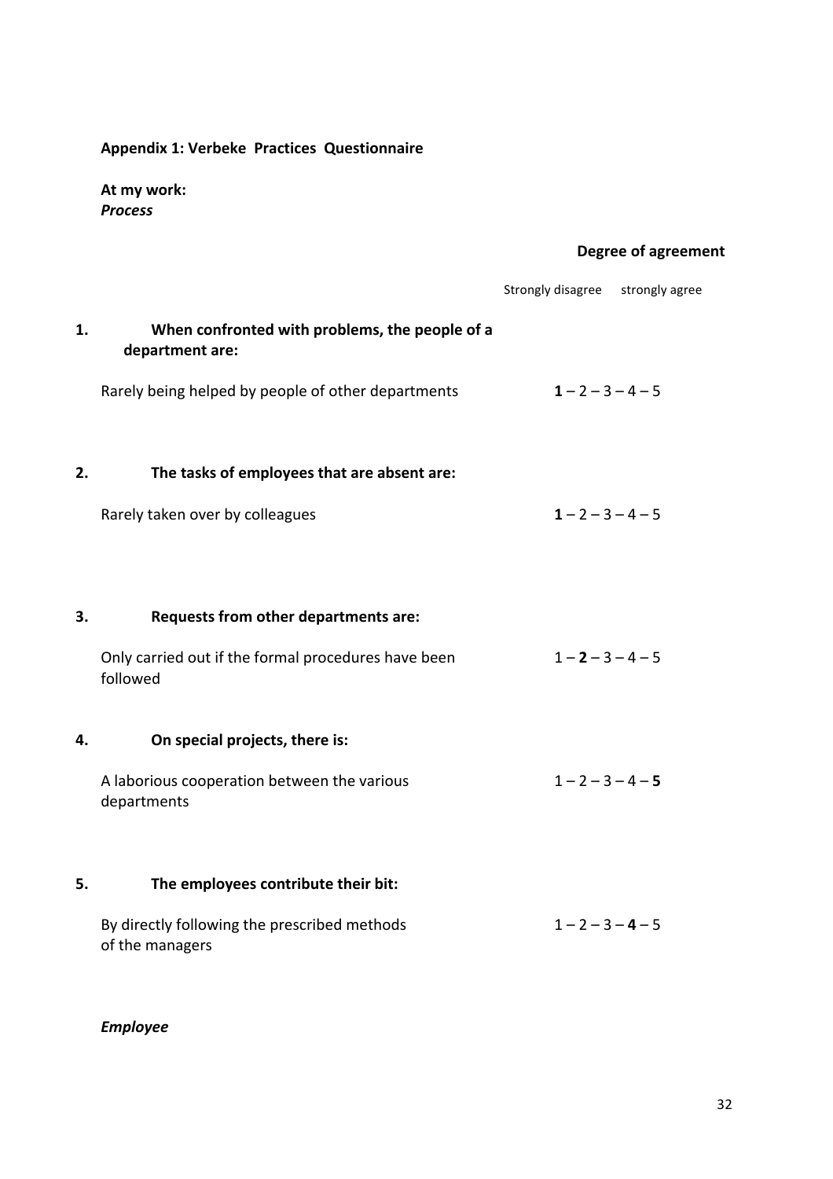**Appendix 1: Verbeke Practices Questionnaire**

**At my work:**
***Process***

**Degree of agreement**

Strongly disagree strongly agree

**1. When confronted with problems, the people of a department are:**

Rarely being helped by people of other departments **1** – 2 – 3 – 4 – 5

**2. The tasks of employees that are absent are:**

Rarely taken over by colleagues **1** – 2 – 3 – 4 – 5

**3. Requests from other departments are:**

Only carried out if the formal procedures have been followed 1 – **2** – 3 – 4 – 5

**4. On special projects, there is:**

A laborious cooperation between the various departments 1 – 2 – 3 – 4 – **5**

**5. The employees contribute their bit:**

By directly following the prescribed methods of the managers 1 – 2 – 3 – **4** – 5

***Employee***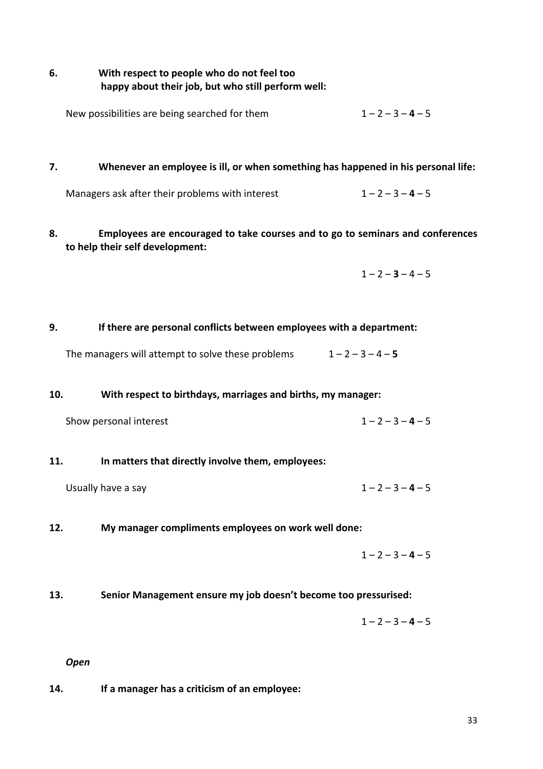**6. With respect to people who do not feel too happy about their job, but who still perform well:**

New possibilities are being searched for them 1 – 2 – 3 – **4** – 5

**7. Whenever an employee is ill, or when something has happened in his personal life:**

Managers ask after their problems with interest 1 – 2 – 3 – **4** – 5

**8. Employees are encouraged to take courses and to go to seminars and conferences to help their self development:**

1 – 2 – **3** – 4 – 5

**9. If there are personal conflicts between employees with a department:**

The managers will attempt to solve these problems 1 – 2 – 3 – 4 – **5**

**10. With respect to birthdays, marriages and births, my manager:**

Show personal interest 1 – 2 – 3 – **4** – 5

**11. In matters that directly involve them, employees:**

Usually have a say 1 – 2 – 3 – **4** – 5

**12. My manager compliments employees on work well done:**

1 – 2 – 3 – **4** – 5

**13. Senior Management ensure my job doesn't become too pressurised:**

1 – 2 – 3 – **4** – 5

***Open***

**14. If a manager has a criticism of an employee:**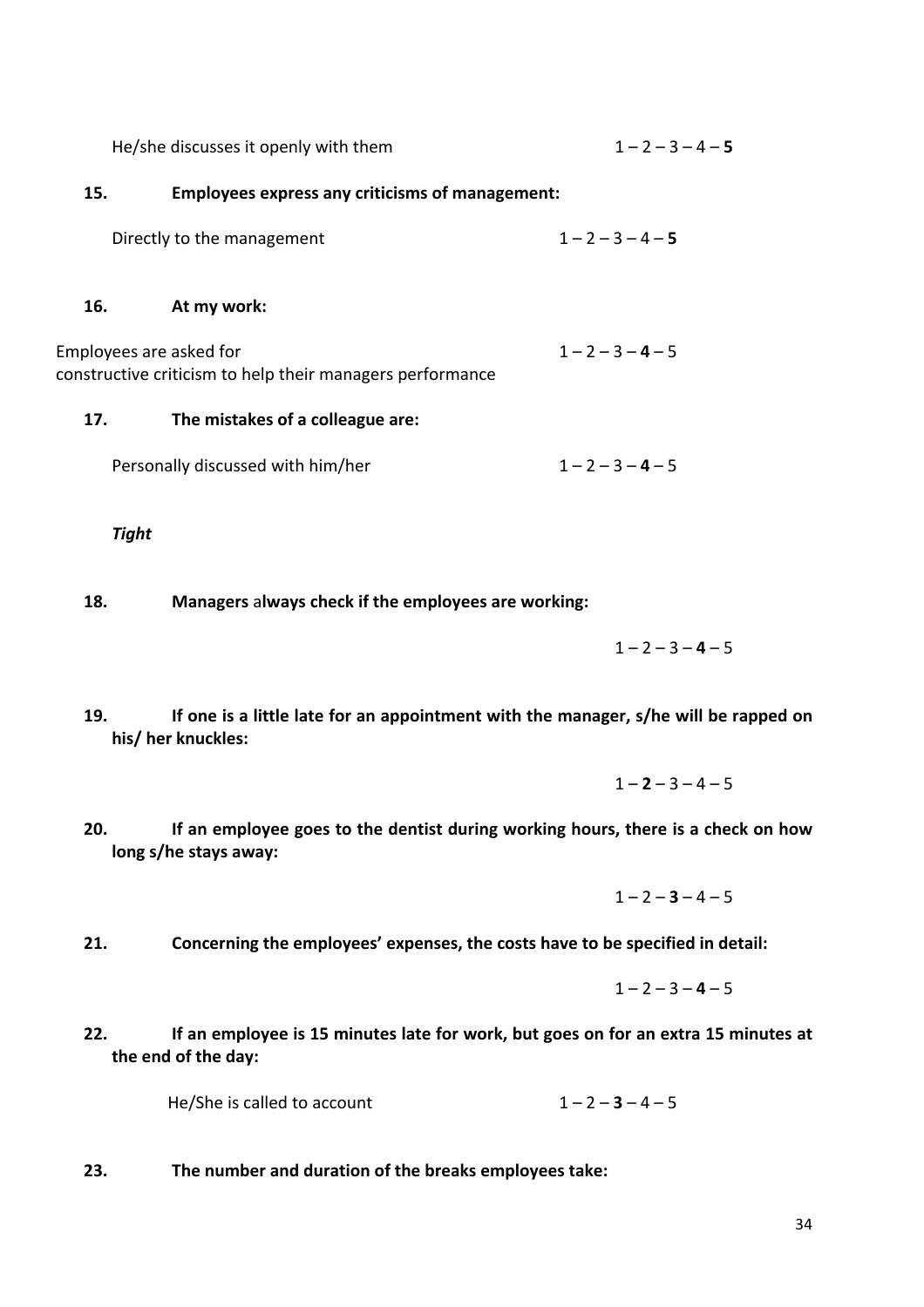He/she discusses it openly with them 1 – 2 – 3 – 4 – **5**

**15. Employees express any criticisms of management:**

Directly to the management 1 – 2 – 3 – 4 – **5**

**16. At my work:**

Employees are asked for constructive criticism to help their managers performance 1 – 2 – 3 – **4** – 5

**17. The mistakes of a colleague are:**

Personally discussed with him/her 1 – 2 – 3 – **4** – 5

***Tight***

**18. Managers always check if the employees are working:**

1 – 2 – 3 – **4** – 5

**19. If one is a little late for an appointment with the manager, s/he will be rapped on his/ her knuckles:**

1 – **2** – 3 – 4 – 5

**20. If an employee goes to the dentist during working hours, there is a check on how long s/he stays away:**

1 – 2 – **3** – 4 – 5

**21. Concerning the employees' expenses, the costs have to be specified in detail:**

1 – 2 – 3 – **4** – 5

**22. If an employee is 15 minutes late for work, but goes on for an extra 15 minutes at the end of the day:**

He/She is called to account 1 – 2 – **3** – 4 – 5

**23. The number and duration of the breaks employees take:**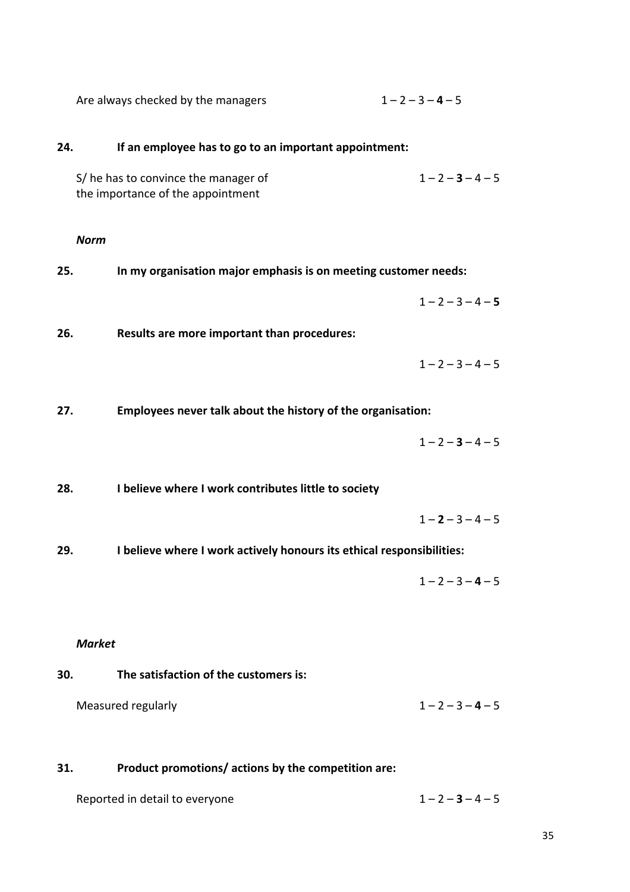Are always checked by the managers 1 – 2 – 3 – **4** – 5

**24. If an employee has to go to an important appointment:**

S/ he has to convince the manager of the importance of the appointment 1 – 2 – **3** – 4 – 5

***Norm***

**25. In my organisation major emphasis is on meeting customer needs:**

1 – 2 – 3 – 4 – **5**

**26. Results are more important than procedures:**

1 – 2 – 3 – 4 – 5

**27. Employees never talk about the history of the organisation:**

1 – 2 – **3** – 4 – 5

**28. I believe where I work contributes little to society**

1 – **2** – 3 – 4 – 5

**29. I believe where I work actively honours its ethical responsibilities:**

1 – 2 – 3 – **4** – 5

***Market***

**30. The satisfaction of the customers is:**

Measured regularly 1 – 2 – 3 – **4** – 5

**31. Product promotions/ actions by the competition are:**

Reported in detail to everyone 1 – 2 – **3** – 4 – 5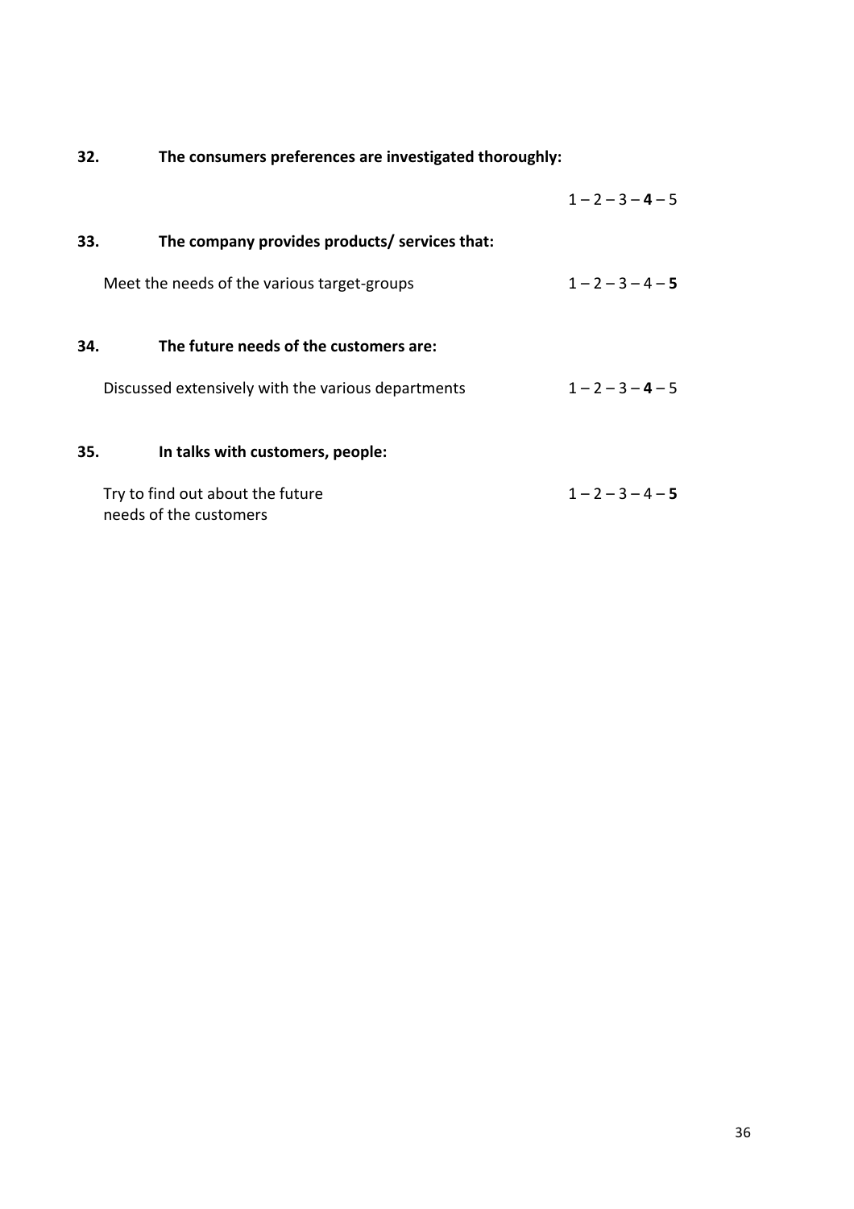**32. The consumers preferences are investigated thoroughly:**

1 – 2 – 3 – **4** – 5

**33. The company provides products/ services that:**

Meet the needs of the various target-groups 1 – 2 – 3 – 4 – **5**

**34. The future needs of the customers are:**

Discussed extensively with the various departments 1 – 2 – 3 – **4** – 5

**35. In talks with customers, people:**

Try to find out about the future needs of the customers 1 – 2 – 3 – 4 – **5**